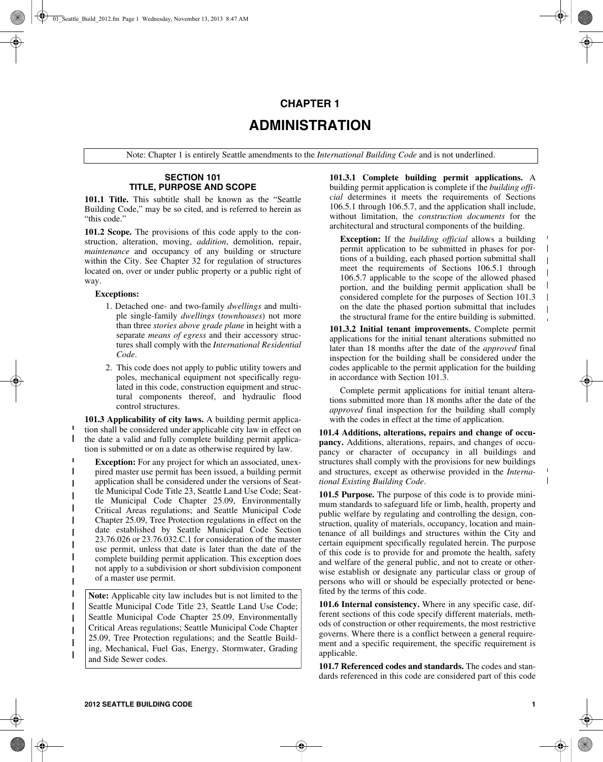# CHAPTER 1

# ADMINISTRATION

Note: Chapter 1 is entirely Seattle amendments to the *International Building Code* and is not underlined.

## SECTION 101
## TITLE, PURPOSE AND SCOPE

**101.1 Title.** This subtitle shall be known as the "Seattle Building Code," may be so cited, and is referred to herein as "this code."

**101.2 Scope.** The provisions of this code apply to the construction, alteration, moving, *addition*, demolition, repair, *maintenance* and occupancy of any building or structure within the City. See Chapter 32 for regulation of structures located on, over or under public property or a public right of way.

**Exceptions:**

1. Detached one- and two-family *dwellings* and multiple single-family *dwellings* (*townhouses*) not more than three *stories above grade plane* in height with a separate *means of egress* and their accessory structures shall comply with the *International Residential Code*.
2. This code does not apply to public utility towers and poles, mechanical equipment not specifically regulated in this code, construction equipment and structural components thereof, and hydraulic flood control structures.

**101.3 Applicability of city laws.** A building permit application shall be considered under applicable city law in effect on the date a valid and fully complete building permit application is submitted or on a date as otherwise required by law.

**Exception:** For any project for which an associated, unexpired master use permit has been issued, a building permit application shall be considered under the versions of Seattle Municipal Code Title 23, Seattle Land Use Code; Seattle Municipal Code Chapter 25.09, Environmentally Critical Areas regulations; and Seattle Municipal Code Chapter 25.09, Tree Protection regulations in effect on the date established by Seattle Municipal Code Section 23.76.026 or 23.76.032.C.1 for consideration of the master use permit, unless that date is later than the date of the complete building permit application. This exception does not apply to a subdivision or short subdivision component of a master use permit.

**Note:** Applicable city law includes but is not limited to the Seattle Municipal Code Title 23, Seattle Land Use Code; Seattle Municipal Code Chapter 25.09, Environmentally Critical Areas regulations; Seattle Municipal Code Chapter 25.09, Tree Protection regulations; and the Seattle Building, Mechanical, Fuel Gas, Energy, Stormwater, Grading and Side Sewer codes.

**101.3.1 Complete building permit applications.** A building permit application is complete if the *building official* determines it meets the requirements of Sections 106.5.1 through 106.5.7, and the application shall include, without limitation, the *construction documents* for the architectural and structural components of the building.

**Exception:** If the *building official* allows a building permit application to be submitted in phases for portions of a building, each phased portion submittal shall meet the requirements of Sections 106.5.1 through 106.5.7 applicable to the scope of the allowed phased portion, and the building permit application shall be considered complete for the purposes of Section 101.3 on the date the phased portion submittal that includes the structural frame for the entire building is submitted.

**101.3.2 Initial tenant improvements.** Complete permit applications for the initial tenant alterations submitted no later than 18 months after the date of the *approved* final inspection for the building shall be considered under the codes applicable to the permit application for the building in accordance with Section 101.3.

Complete permit applications for initial tenant alterations submitted more than 18 months after the date of the *approved* final inspection for the building shall comply with the codes in effect at the time of application.

**101.4 Additions, alterations, repairs and change of occupancy.** Additions, alterations, repairs, and changes of occupancy or character of occupancy in all buildings and structures shall comply with the provisions for new buildings and structures, except as otherwise provided in the *International Existing Building Code*.

**101.5 Purpose.** The purpose of this code is to provide minimum standards to safeguard life or limb, health, property and public welfare by regulating and controlling the design, construction, quality of materials, occupancy, location and maintenance of all buildings and structures within the City and certain equipment specifically regulated herein. The purpose of this code is to provide for and promote the health, safety and welfare of the general public, and not to create or otherwise establish or designate any particular class or group of persons who will or should be especially protected or benefited by the terms of this code.

**101.6 Internal consistency.** Where in any specific case, different sections of this code specify different materials, methods of construction or other requirements, the most restrictive governs. Where there is a conflict between a general requirement and a specific requirement, the specific requirement is applicable.

**101.7 Referenced codes and standards.** The codes and standards referenced in this code are considered part of this code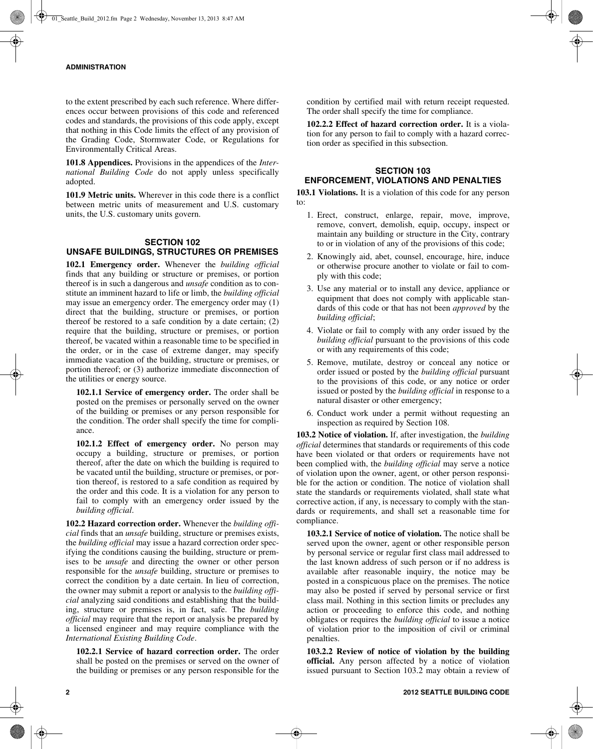to the extent prescribed by each such reference. Where differences occur between provisions of this code and referenced codes and standards, the provisions of this code apply, except that nothing in this Code limits the effect of any provision of the Grading Code, Stormwater Code, or Regulations for Environmentally Critical Areas.

**101.8 Appendices.** Provisions in the appendices of the *International Building Code* do not apply unless specifically adopted.

**101.9 Metric units.** Wherever in this code there is a conflict between metric units of measurement and U.S. customary units, the U.S. customary units govern.

## SECTION 102
## UNSAFE BUILDINGS, STRUCTURES OR PREMISES

**102.1 Emergency order.** Whenever the *building official* finds that any building or structure or premises, or portion thereof is in such a dangerous and *unsafe* condition as to constitute an imminent hazard to life or limb, the *building official* may issue an emergency order. The emergency order may (1) direct that the building, structure or premises, or portion thereof be restored to a safe condition by a date certain; (2) require that the building, structure or premises, or portion thereof, be vacated within a reasonable time to be specified in the order, or in the case of extreme danger, may specify immediate vacation of the building, structure or premises, or portion thereof; or (3) authorize immediate disconnection of the utilities or energy source.

**102.1.1 Service of emergency order.** The order shall be posted on the premises or personally served on the owner of the building or premises or any person responsible for the condition. The order shall specify the time for compliance.

**102.1.2 Effect of emergency order.** No person may occupy a building, structure or premises, or portion thereof, after the date on which the building is required to be vacated until the building, structure or premises, or portion thereof, is restored to a safe condition as required by the order and this code. It is a violation for any person to fail to comply with an emergency order issued by the *building official*.

**102.2 Hazard correction order.** Whenever the *building official* finds that an *unsafe* building, structure or premises exists, the *building official* may issue a hazard correction order specifying the conditions causing the building, structure or premises to be *unsafe* and directing the owner or other person responsible for the *unsafe* building, structure or premises to correct the condition by a date certain. In lieu of correction, the owner may submit a report or analysis to the *building official* analyzing said conditions and establishing that the building, structure or premises is, in fact, safe. The *building official* may require that the report or analysis be prepared by a licensed engineer and may require compliance with the *International Existing Building Code*.

**102.2.1 Service of hazard correction order.** The order shall be posted on the premises or served on the owner of the building or premises or any person responsible for the condition by certified mail with return receipt requested. The order shall specify the time for compliance.

**102.2.2 Effect of hazard correction order.** It is a violation for any person to fail to comply with a hazard correction order as specified in this subsection.

## SECTION 103
## ENFORCEMENT, VIOLATIONS AND PENALTIES

**103.1 Violations.** It is a violation of this code for any person to:

1. Erect, construct, enlarge, repair, move, improve, remove, convert, demolish, equip, occupy, inspect or maintain any building or structure in the City, contrary to or in violation of any of the provisions of this code;
2. Knowingly aid, abet, counsel, encourage, hire, induce or otherwise procure another to violate or fail to comply with this code;
3. Use any material or to install any device, appliance or equipment that does not comply with applicable standards of this code or that has not been *approved* by the *building official*;
4. Violate or fail to comply with any order issued by the *building official* pursuant to the provisions of this code or with any requirements of this code;
5. Remove, mutilate, destroy or conceal any notice or order issued or posted by the *building official* pursuant to the provisions of this code, or any notice or order issued or posted by the *building official* in response to a natural disaster or other emergency;
6. Conduct work under a permit without requesting an inspection as required by Section 108.

**103.2 Notice of violation.** If, after investigation, the *building official* determines that standards or requirements of this code have been violated or that orders or requirements have not been complied with, the *building official* may serve a notice of violation upon the owner, agent, or other person responsible for the action or condition. The notice of violation shall state the standards or requirements violated, shall state what corrective action, if any, is necessary to comply with the standards or requirements, and shall set a reasonable time for compliance.

**103.2.1 Service of notice of violation.** The notice shall be served upon the owner, agent or other responsible person by personal service or regular first class mail addressed to the last known address of such person or if no address is available after reasonable inquiry, the notice may be posted in a conspicuous place on the premises. The notice may also be posted if served by personal service or first class mail. Nothing in this section limits or precludes any action or proceeding to enforce this code, and nothing obligates or requires the *building official* to issue a notice of violation prior to the imposition of civil or criminal penalties.

**103.2.2 Review of notice of violation by the building official.** Any person affected by a notice of violation issued pursuant to Section 103.2 may obtain a review of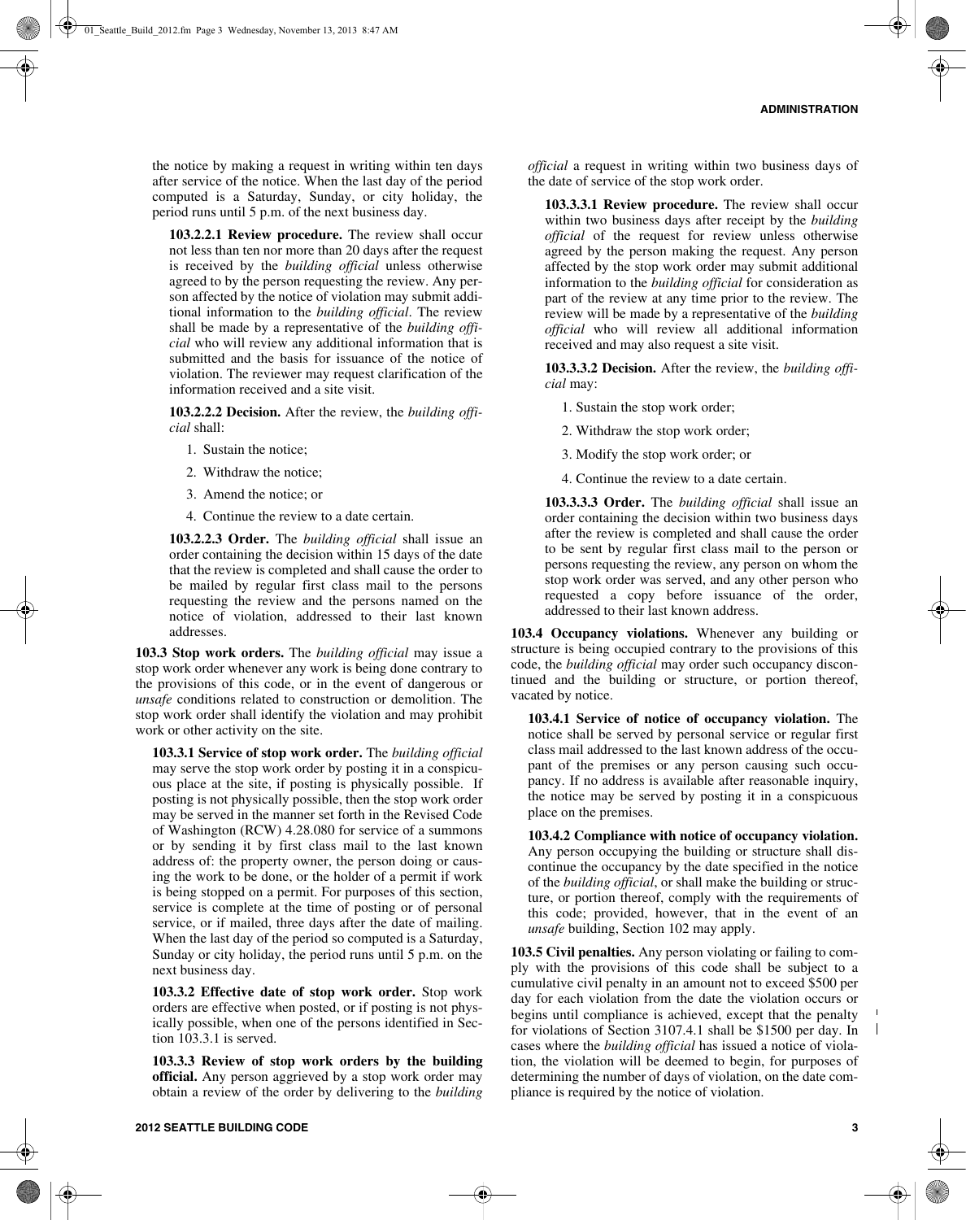the notice by making a request in writing within ten days after service of the notice. When the last day of the period computed is a Saturday, Sunday, or city holiday, the period runs until 5 p.m. of the next business day.

**103.2.2.1 Review procedure.** The review shall occur not less than ten nor more than 20 days after the request is received by the *building official* unless otherwise agreed to by the person requesting the review. Any person affected by the notice of violation may submit additional information to the *building official*. The review shall be made by a representative of the *building official* who will review any additional information that is submitted and the basis for issuance of the notice of violation. The reviewer may request clarification of the information received and a site visit.

**103.2.2.2 Decision.** After the review, the *building official* shall:

1. Sustain the notice;
2. Withdraw the notice;
3. Amend the notice; or
4. Continue the review to a date certain.

**103.2.2.3 Order.** The *building official* shall issue an order containing the decision within 15 days of the date that the review is completed and shall cause the order to be mailed by regular first class mail to the persons requesting the review and the persons named on the notice of violation, addressed to their last known addresses.

**103.3 Stop work orders.** The *building official* may issue a stop work order whenever any work is being done contrary to the provisions of this code, or in the event of dangerous or *unsafe* conditions related to construction or demolition. The stop work order shall identify the violation and may prohibit work or other activity on the site.

**103.3.1 Service of stop work order.** The *building official* may serve the stop work order by posting it in a conspicuous place at the site, if posting is physically possible. If posting is not physically possible, then the stop work order may be served in the manner set forth in the Revised Code of Washington (RCW) 4.28.080 for service of a summons or by sending it by first class mail to the last known address of: the property owner, the person doing or causing the work to be done, or the holder of a permit if work is being stopped on a permit. For purposes of this section, service is complete at the time of posting or of personal service, or if mailed, three days after the date of mailing. When the last day of the period so computed is a Saturday, Sunday or city holiday, the period runs until 5 p.m. on the next business day.

**103.3.2 Effective date of stop work order.** Stop work orders are effective when posted, or if posting is not physically possible, when one of the persons identified in Section 103.3.1 is served.

**103.3.3 Review of stop work orders by the building official.** Any person aggrieved by a stop work order may obtain a review of the order by delivering to the *building official* a request in writing within two business days of the date of service of the stop work order.

**103.3.3.1 Review procedure.** The review shall occur within two business days after receipt by the *building official* of the request for review unless otherwise agreed by the person making the request. Any person affected by the stop work order may submit additional information to the *building official* for consideration as part of the review at any time prior to the review. The review will be made by a representative of the *building official* who will review all additional information received and may also request a site visit.

**103.3.3.2 Decision.** After the review, the *building official* may:

1. Sustain the stop work order;
2. Withdraw the stop work order;
3. Modify the stop work order; or
4. Continue the review to a date certain.

**103.3.3.3 Order.** The *building official* shall issue an order containing the decision within two business days after the review is completed and shall cause the order to be sent by regular first class mail to the person or persons requesting the review, any person on whom the stop work order was served, and any other person who requested a copy before issuance of the order, addressed to their last known address.

**103.4 Occupancy violations.** Whenever any building or structure is being occupied contrary to the provisions of this code, the *building official* may order such occupancy discontinued and the building or structure, or portion thereof, vacated by notice.

**103.4.1 Service of notice of occupancy violation.** The notice shall be served by personal service or regular first class mail addressed to the last known address of the occupant of the premises or any person causing such occupancy. If no address is available after reasonable inquiry, the notice may be served by posting it in a conspicuous place on the premises.

**103.4.2 Compliance with notice of occupancy violation.** Any person occupying the building or structure shall discontinue the occupancy by the date specified in the notice of the *building official*, or shall make the building or structure, or portion thereof, comply with the requirements of this code; provided, however, that in the event of an *unsafe* building, Section 102 may apply.

**103.5 Civil penalties.** Any person violating or failing to comply with the provisions of this code shall be subject to a cumulative civil penalty in an amount not to exceed $500 per day for each violation from the date the violation occurs or begins until compliance is achieved, except that the penalty for violations of Section 3107.4.1 shall be $1500 per day. In cases where the *building official* has issued a notice of violation, the violation will be deemed to begin, for purposes of determining the number of days of violation, on the date compliance is required by the notice of violation.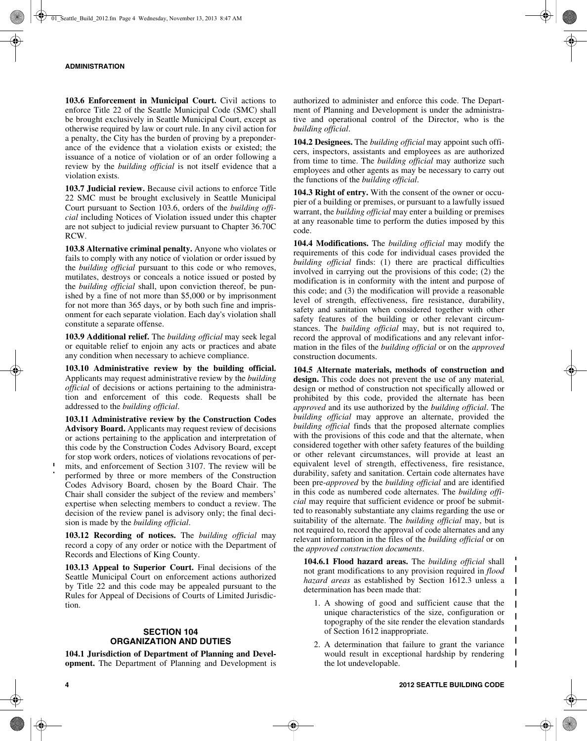**103.6 Enforcement in Municipal Court.** Civil actions to enforce Title 22 of the Seattle Municipal Code (SMC) shall be brought exclusively in Seattle Municipal Court, except as otherwise required by law or court rule. In any civil action for a penalty, the City has the burden of proving by a preponderance of the evidence that a violation exists or existed; the issuance of a notice of violation or of an order following a review by the *building official* is not itself evidence that a violation exists.

**103.7 Judicial review.** Because civil actions to enforce Title 22 SMC must be brought exclusively in Seattle Municipal Court pursuant to Section 103.6, orders of the *building official* including Notices of Violation issued under this chapter are not subject to judicial review pursuant to Chapter 36.70C RCW.

**103.8 Alternative criminal penalty.** Anyone who violates or fails to comply with any notice of violation or order issued by the *building official* pursuant to this code or who removes, mutilates, destroys or conceals a notice issued or posted by the *building official* shall, upon conviction thereof, be punished by a fine of not more than $5,000 or by imprisonment for not more than 365 days, or by both such fine and imprisonment for each separate violation. Each day's violation shall constitute a separate offense.

**103.9 Additional relief.** The *building official* may seek legal or equitable relief to enjoin any acts or practices and abate any condition when necessary to achieve compliance.

**103.10 Administrative review by the building official.** Applicants may request administrative review by the *building official* of decisions or actions pertaining to the administration and enforcement of this code. Requests shall be addressed to the *building official*.

**103.11 Administrative review by the Construction Codes Advisory Board.** Applicants may request review of decisions or actions pertaining to the application and interpretation of this code by the Construction Codes Advisory Board, except for stop work orders, notices of violations revocations of permits, and enforcement of Section 3107. The review will be performed by three or more members of the Construction Codes Advisory Board, chosen by the Board Chair. The Chair shall consider the subject of the review and members' expertise when selecting members to conduct a review. The decision of the review panel is advisory only; the final decision is made by the *building official*.

**103.12 Recording of notices.** The *building official* may record a copy of any order or notice with the Department of Records and Elections of King County.

**103.13 Appeal to Superior Court.** Final decisions of the Seattle Municipal Court on enforcement actions authorized by Title 22 and this code may be appealed pursuant to the Rules for Appeal of Decisions of Courts of Limited Jurisdiction.

## SECTION 104
## ORGANIZATION AND DUTIES

**104.1 Jurisdiction of Department of Planning and Development.** The Department of Planning and Development is authorized to administer and enforce this code. The Department of Planning and Development is under the administrative and operational control of the Director, who is the *building official*.

**104.2 Designees.** The *building official* may appoint such officers, inspectors, assistants and employees as are authorized from time to time. The *building official* may authorize such employees and other agents as may be necessary to carry out the functions of the *building official*.

**104.3 Right of entry.** With the consent of the owner or occupier of a building or premises, or pursuant to a lawfully issued warrant, the *building official* may enter a building or premises at any reasonable time to perform the duties imposed by this code.

**104.4 Modifications.** The *building official* may modify the requirements of this code for individual cases provided the *building official* finds: (1) there are practical difficulties involved in carrying out the provisions of this code; (2) the modification is in conformity with the intent and purpose of this code; and (3) the modification will provide a reasonable level of strength, effectiveness, fire resistance, durability, safety and sanitation when considered together with other safety features of the building or other relevant circumstances. The *building official* may, but is not required to, record the approval of modifications and any relevant information in the files of the *building official* or on the *approved* construction documents.

**104.5 Alternate materials, methods of construction and design.** This code does not prevent the use of any material, design or method of construction not specifically allowed or prohibited by this code, provided the alternate has been *approved* and its use authorized by the *building official*. The *building official* may approve an alternate, provided the *building official* finds that the proposed alternate complies with the provisions of this code and that the alternate, when considered together with other safety features of the building or other relevant circumstances, will provide at least an equivalent level of strength, effectiveness, fire resistance, durability, safety and sanitation. Certain code alternates have been pre-*approved* by the *building official* and are identified in this code as numbered code alternates. The *building official* may require that sufficient evidence or proof be submitted to reasonably substantiate any claims regarding the use or suitability of the alternate. The *building official* may, but is not required to, record the approval of code alternates and any relevant information in the files of the *building official* or on the *approved construction documents*.

**104.6.1 Flood hazard areas.** The *building official* shall not grant modifications to any provision required in *flood hazard areas* as established by Section 1612.3 unless a determination has been made that:

1. A showing of good and sufficient cause that the unique characteristics of the size, configuration or topography of the site render the elevation standards of Section 1612 inappropriate.
2. A determination that failure to grant the variance would result in exceptional hardship by rendering the lot undevelopable.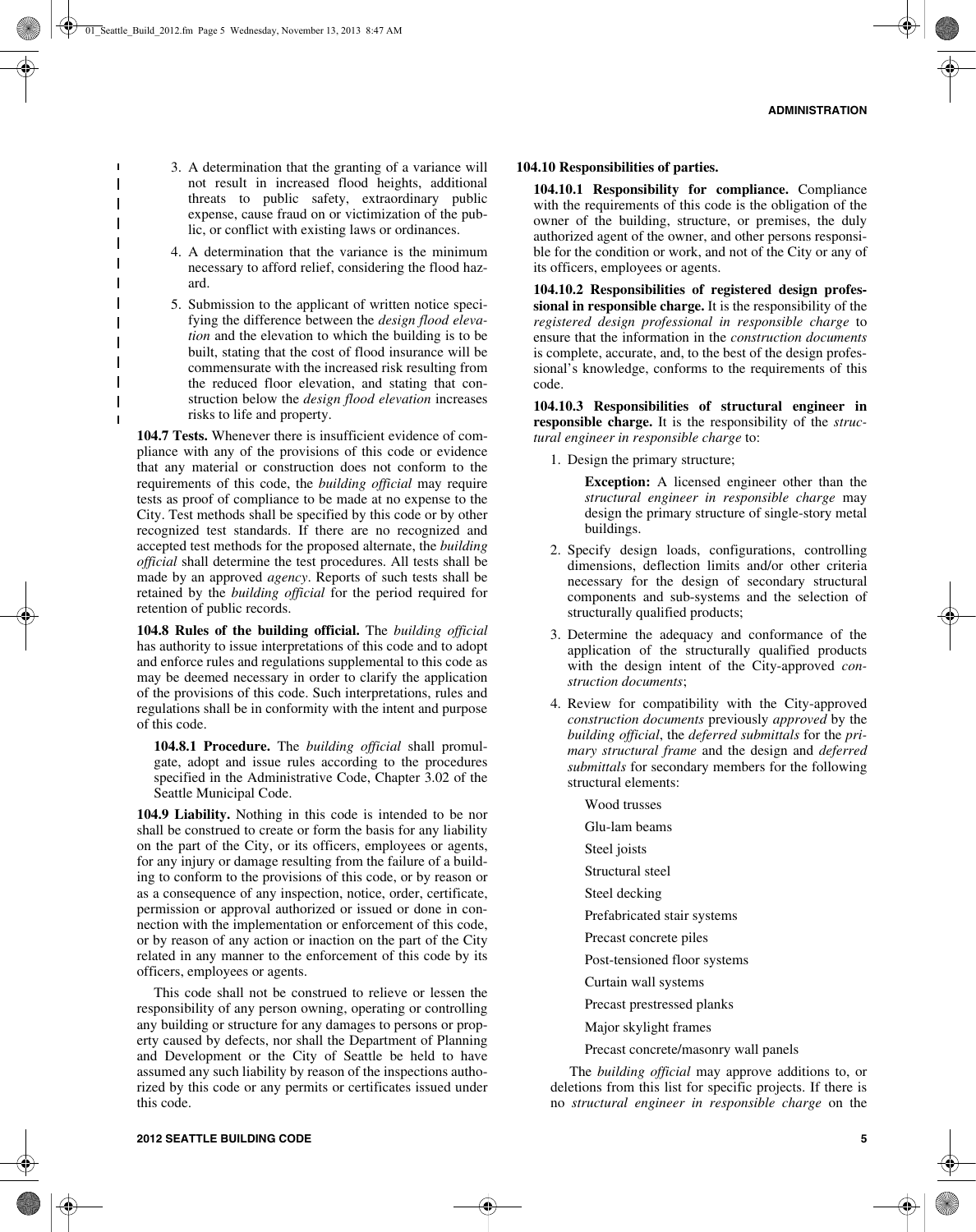3. A determination that the granting of a variance will not result in increased flood heights, additional threats to public safety, extraordinary public expense, cause fraud on or victimization of the public, or conflict with existing laws or ordinances.
4. A determination that the variance is the minimum necessary to afford relief, considering the flood hazard.
5. Submission to the applicant of written notice specifying the difference between the *design flood elevation* and the elevation to which the building is to be built, stating that the cost of flood insurance will be commensurate with the increased risk resulting from the reduced floor elevation, and stating that construction below the *design flood elevation* increases risks to life and property.

**104.7 Tests.** Whenever there is insufficient evidence of compliance with any of the provisions of this code or evidence that any material or construction does not conform to the requirements of this code, the *building official* may require tests as proof of compliance to be made at no expense to the City. Test methods shall be specified by this code or by other recognized test standards. If there are no recognized and accepted test methods for the proposed alternate, the *building official* shall determine the test procedures. All tests shall be made by an approved *agency*. Reports of such tests shall be retained by the *building official* for the period required for retention of public records.

**104.8 Rules of the building official.** The *building official* has authority to issue interpretations of this code and to adopt and enforce rules and regulations supplemental to this code as may be deemed necessary in order to clarify the application of the provisions of this code. Such interpretations, rules and regulations shall be in conformity with the intent and purpose of this code.

**104.8.1 Procedure.** The *building official* shall promulgate, adopt and issue rules according to the procedures specified in the Administrative Code, Chapter 3.02 of the Seattle Municipal Code.

**104.9 Liability.** Nothing in this code is intended to be nor shall be construed to create or form the basis for any liability on the part of the City, or its officers, employees or agents, for any injury or damage resulting from the failure of a building to conform to the provisions of this code, or by reason or as a consequence of any inspection, notice, order, certificate, permission or approval authorized or issued or done in connection with the implementation or enforcement of this code, or by reason of any action or inaction on the part of the City related in any manner to the enforcement of this code by its officers, employees or agents.

This code shall not be construed to relieve or lessen the responsibility of any person owning, operating or controlling any building or structure for any damages to persons or property caused by defects, nor shall the Department of Planning and Development or the City of Seattle be held to have assumed any such liability by reason of the inspections authorized by this code or any permits or certificates issued under this code.

**104.10 Responsibilities of parties.**

**104.10.1 Responsibility for compliance.** Compliance with the requirements of this code is the obligation of the owner of the building, structure, or premises, the duly authorized agent of the owner, and other persons responsible for the condition or work, and not of the City or any of its officers, employees or agents.

**104.10.2 Responsibilities of registered design professional in responsible charge.** It is the responsibility of the *registered design professional in responsible charge* to ensure that the information in the *construction documents* is complete, accurate, and, to the best of the design professional's knowledge, conforms to the requirements of this code.

**104.10.3 Responsibilities of structural engineer in responsible charge.** It is the responsibility of the *structural engineer in responsible charge* to:

1. Design the primary structure;

   **Exception:** A licensed engineer other than the *structural engineer in responsible charge* may design the primary structure of single-story metal buildings.

2. Specify design loads, configurations, controlling dimensions, deflection limits and/or other criteria necessary for the design of secondary structural components and sub-systems and the selection of structurally qualified products;
3. Determine the adequacy and conformance of the application of the structurally qualified products with the design intent of the City-approved *construction documents*;
4. Review for compatibility with the City-approved *construction documents* previously *approved* by the *building official*, the *deferred submittals* for the *primary structural frame* and the design and *deferred submittals* for secondary members for the following structural elements:

   Wood trusses

   Glu-lam beams

   Steel joists

   Structural steel

   Steel decking

   Prefabricated stair systems

   Precast concrete piles

   Post-tensioned floor systems

   Curtain wall systems

   Precast prestressed planks

   Major skylight frames

   Precast concrete/masonry wall panels

The *building official* may approve additions to, or deletions from this list for specific projects. If there is no *structural engineer in responsible charge* on the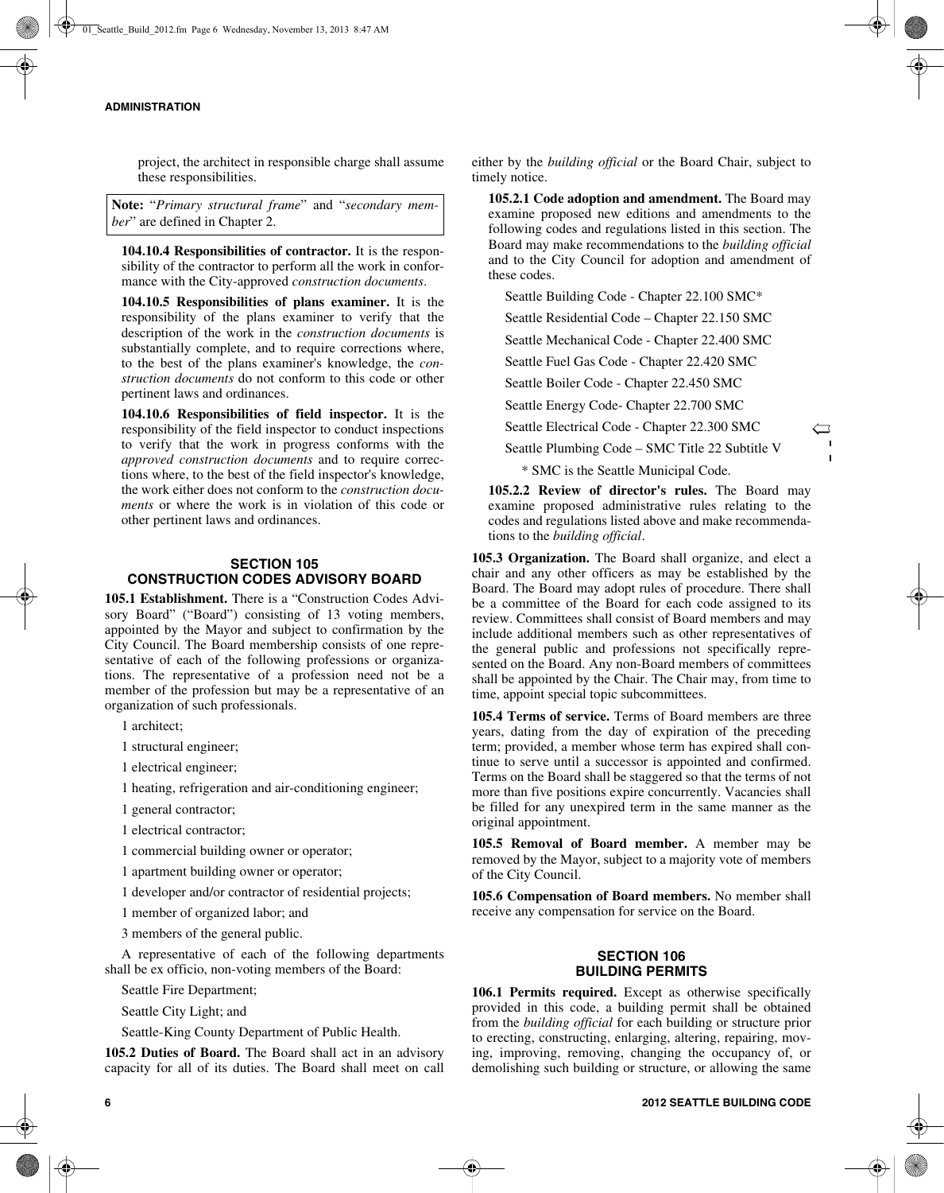project, the architect in responsible charge shall assume these responsibilities.

> **Note:** "*Primary structural frame*" and "*secondary member*" are defined in Chapter 2.

**104.10.4 Responsibilities of contractor.** It is the responsibility of the contractor to perform all the work in conformance with the City-approved *construction documents*.

**104.10.5 Responsibilities of plans examiner.** It is the responsibility of the plans examiner to verify that the description of the work in the *construction documents* is substantially complete, and to require corrections where, to the best of the plans examiner's knowledge, the *construction documents* do not conform to this code or other pertinent laws and ordinances.

**104.10.6 Responsibilities of field inspector.** It is the responsibility of the field inspector to conduct inspections to verify that the work in progress conforms with the *approved construction documents* and to require corrections where, to the best of the field inspector's knowledge, the work either does not conform to the *construction documents* or where the work is in violation of this code or other pertinent laws and ordinances.

## SECTION 105
## CONSTRUCTION CODES ADVISORY BOARD

**105.1 Establishment.** There is a "Construction Codes Advisory Board" ("Board") consisting of 13 voting members, appointed by the Mayor and subject to confirmation by the City Council. The Board membership consists of one representative of each of the following professions or organizations. The representative of a profession need not be a member of the profession but may be a representative of an organization of such professionals.

1 architect;

1 structural engineer;

1 electrical engineer;

1 heating, refrigeration and air-conditioning engineer;

1 general contractor;

1 electrical contractor;

1 commercial building owner or operator;

1 apartment building owner or operator;

1 developer and/or contractor of residential projects;

1 member of organized labor; and

3 members of the general public.

A representative of each of the following departments shall be ex officio, non-voting members of the Board:

Seattle Fire Department;

Seattle City Light; and

Seattle-King County Department of Public Health.

**105.2 Duties of Board.** The Board shall act in an advisory capacity for all of its duties. The Board shall meet on call either by the *building official* or the Board Chair, subject to timely notice.

**105.2.1 Code adoption and amendment.** The Board may examine proposed new editions and amendments to the following codes and regulations listed in this section. The Board may make recommendations to the *building official* and to the City Council for adoption and amendment of these codes.

Seattle Building Code - Chapter 22.100 SMC*

Seattle Residential Code – Chapter 22.150 SMC

Seattle Mechanical Code - Chapter 22.400 SMC

Seattle Fuel Gas Code - Chapter 22.420 SMC

Seattle Boiler Code - Chapter 22.450 SMC

Seattle Energy Code- Chapter 22.700 SMC

Seattle Electrical Code - Chapter 22.300 SMC

Seattle Plumbing Code – SMC Title 22 Subtitle V

\* SMC is the Seattle Municipal Code.

**105.2.2 Review of director's rules.** The Board may examine proposed administrative rules relating to the codes and regulations listed above and make recommendations to the *building official*.

**105.3 Organization.** The Board shall organize, and elect a chair and any other officers as may be established by the Board. The Board may adopt rules of procedure. There shall be a committee of the Board for each code assigned to its review. Committees shall consist of Board members and may include additional members such as other representatives of the general public and professions not specifically represented on the Board. Any non-Board members of committees shall be appointed by the Chair. The Chair may, from time to time, appoint special topic subcommittees.

**105.4 Terms of service.** Terms of Board members are three years, dating from the day of expiration of the preceding term; provided, a member whose term has expired shall continue to serve until a successor is appointed and confirmed. Terms on the Board shall be staggered so that the terms of not more than five positions expire concurrently. Vacancies shall be filled for any unexpired term in the same manner as the original appointment.

**105.5 Removal of Board member.** A member may be removed by the Mayor, subject to a majority vote of members of the City Council.

**105.6 Compensation of Board members.** No member shall receive any compensation for service on the Board.

## SECTION 106
## BUILDING PERMITS

**106.1 Permits required.** Except as otherwise specifically provided in this code, a building permit shall be obtained from the *building official* for each building or structure prior to erecting, constructing, enlarging, altering, repairing, moving, improving, removing, changing the occupancy of, or demolishing such building or structure, or allowing the same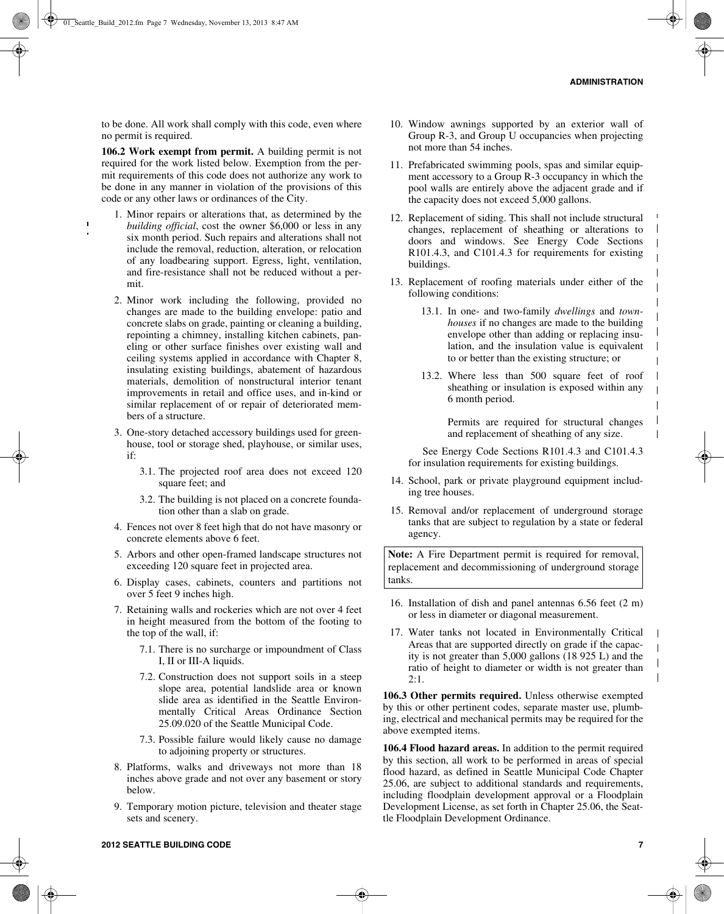to be done. All work shall comply with this code, even where no permit is required.

**106.2 Work exempt from permit.** A building permit is not required for the work listed below. Exemption from the permit requirements of this code does not authorize any work to be done in any manner in violation of the provisions of this code or any other laws or ordinances of the City.

1. Minor repairs or alterations that, as determined by the *building official*, cost the owner $6,000 or less in any six month period. Such repairs and alterations shall not include the removal, reduction, alteration, or relocation of any loadbearing support. Egress, light, ventilation, and fire-resistance shall not be reduced without a permit.
2. Minor work including the following, provided no changes are made to the building envelope: patio and concrete slabs on grade, painting or cleaning a building, repointing a chimney, installing kitchen cabinets, paneling or other surface finishes over existing wall and ceiling systems applied in accordance with Chapter 8, insulating existing buildings, abatement of hazardous materials, demolition of nonstructural interior tenant improvements in retail and office uses, and in-kind or similar replacement of or repair of deteriorated members of a structure.
3. One-story detached accessory buildings used for greenhouse, tool or storage shed, playhouse, or similar uses, if:
   - 3.1. The projected roof area does not exceed 120 square feet; and
   - 3.2. The building is not placed on a concrete foundation other than a slab on grade.
4. Fences not over 8 feet high that do not have masonry or concrete elements above 6 feet.
5. Arbors and other open-framed landscape structures not exceeding 120 square feet in projected area.
6. Display cases, cabinets, counters and partitions not over 5 feet 9 inches high.
7. Retaining walls and rockeries which are not over 4 feet in height measured from the bottom of the footing to the top of the wall, if:
   - 7.1. There is no surcharge or impoundment of Class I, II or III-A liquids.
   - 7.2. Construction does not support soils in a steep slope area, potential landslide area or known slide area as identified in the Seattle Environmentally Critical Areas Ordinance Section 25.09.020 of the Seattle Municipal Code.
   - 7.3. Possible failure would likely cause no damage to adjoining property or structures.
8. Platforms, walks and driveways not more than 18 inches above grade and not over any basement or story below.
9. Temporary motion picture, television and theater stage sets and scenery.
10. Window awnings supported by an exterior wall of Group R-3, and Group U occupancies when projecting not more than 54 inches.
11. Prefabricated swimming pools, spas and similar equipment accessory to a Group R-3 occupancy in which the pool walls are entirely above the adjacent grade and if the capacity does not exceed 5,000 gallons.
12. Replacement of siding. This shall not include structural changes, replacement of sheathing or alterations to doors and windows. See Energy Code Sections R101.4.3, and C101.4.3 for requirements for existing buildings.
13. Replacement of roofing materials under either of the following conditions:
   - 13.1. In one- and two-family *dwellings* and *townhouses* if no changes are made to the building envelope other than adding or replacing insulation, and the insulation value is equivalent to or better than the existing structure; or
   - 13.2. Where less than 500 square feet of roof sheathing or insulation is exposed within any 6 month period.

     Permits are required for structural changes and replacement of sheathing of any size.

   See Energy Code Sections R101.4.3 and C101.4.3 for insulation requirements for existing buildings.
14. School, park or private playground equipment including tree houses.
15. Removal and/or replacement of underground storage tanks that are subject to regulation by a state or federal agency.

**Note:** A Fire Department permit is required for removal, replacement and decommissioning of underground storage tanks.

16. Installation of dish and panel antennas 6.56 feet (2 m) or less in diameter or diagonal measurement.
17. Water tanks not located in Environmentally Critical Areas that are supported directly on grade if the capacity is not greater than 5,000 gallons (18 925 L) and the ratio of height to diameter or width is not greater than 2:1.

**106.3 Other permits required.** Unless otherwise exempted by this or other pertinent codes, separate master use, plumbing, electrical and mechanical permits may be required for the above exempted items.

**106.4 Flood hazard areas.** In addition to the permit required by this section, all work to be performed in areas of special flood hazard, as defined in Seattle Municipal Code Chapter 25.06, are subject to additional standards and requirements, including floodplain development approval or a Floodplain Development License, as set forth in Chapter 25.06, the Seattle Floodplain Development Ordinance.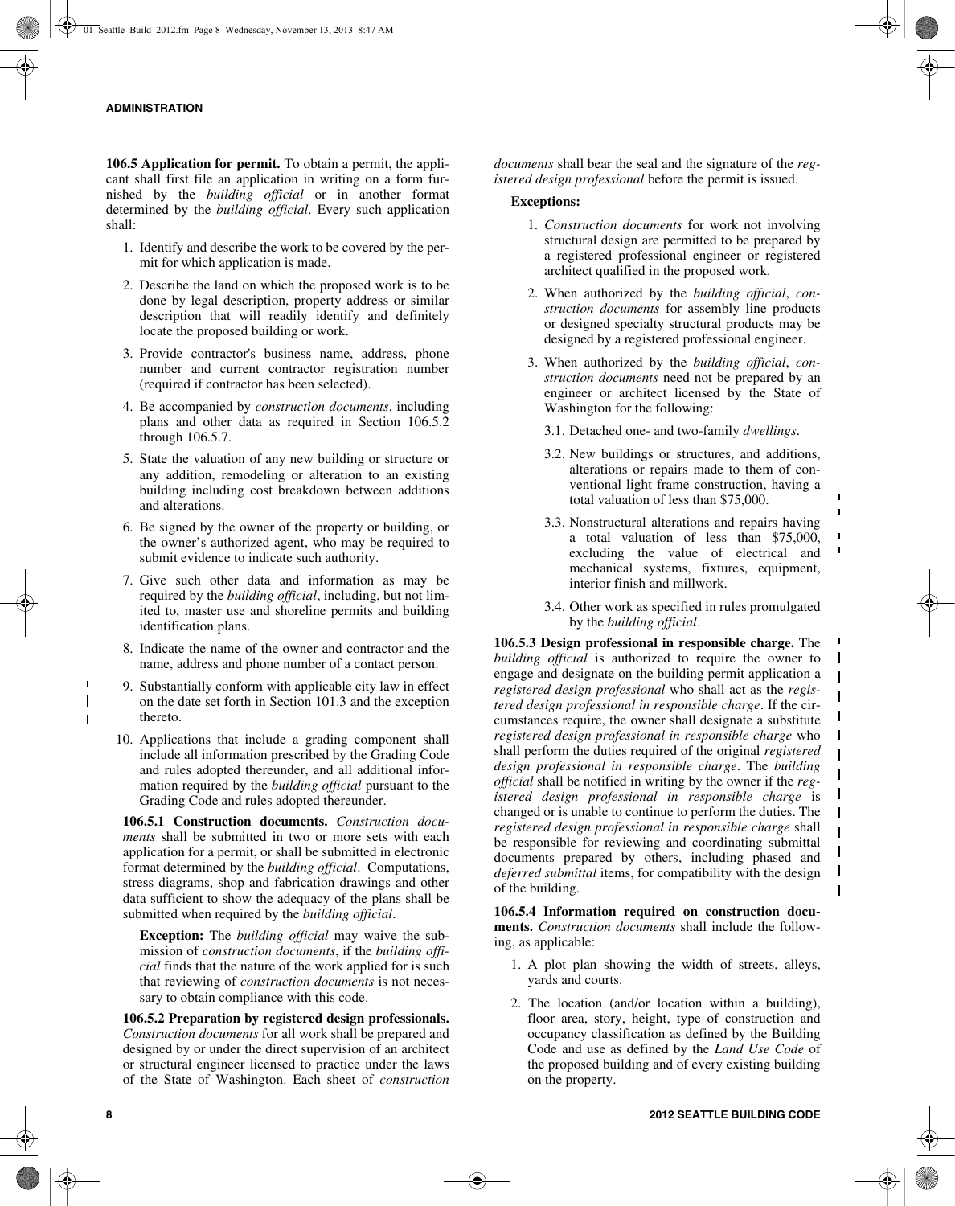**106.5 Application for permit.** To obtain a permit, the applicant shall first file an application in writing on a form furnished by the *building official* or in another format determined by the *building official*. Every such application shall:

1. Identify and describe the work to be covered by the permit for which application is made.
2. Describe the land on which the proposed work is to be done by legal description, property address or similar description that will readily identify and definitely locate the proposed building or work.
3. Provide contractor's business name, address, phone number and current contractor registration number (required if contractor has been selected).
4. Be accompanied by *construction documents*, including plans and other data as required in Section 106.5.2 through 106.5.7.
5. State the valuation of any new building or structure or any addition, remodeling or alteration to an existing building including cost breakdown between additions and alterations.
6. Be signed by the owner of the property or building, or the owner's authorized agent, who may be required to submit evidence to indicate such authority.
7. Give such other data and information as may be required by the *building official*, including, but not limited to, master use and shoreline permits and building identification plans.
8. Indicate the name of the owner and contractor and the name, address and phone number of a contact person.
9. Substantially conform with applicable city law in effect on the date set forth in Section 101.3 and the exception thereto.
10. Applications that include a grading component shall include all information prescribed by the Grading Code and rules adopted thereunder, and all additional information required by the *building official* pursuant to the Grading Code and rules adopted thereunder.

**106.5.1 Construction documents.** *Construction documents* shall be submitted in two or more sets with each application for a permit, or shall be submitted in electronic format determined by the *building official*. Computations, stress diagrams, shop and fabrication drawings and other data sufficient to show the adequacy of the plans shall be submitted when required by the *building official*.

**Exception:** The *building official* may waive the submission of *construction documents*, if the *building official* finds that the nature of the work applied for is such that reviewing of *construction documents* is not necessary to obtain compliance with this code.

**106.5.2 Preparation by registered design professionals.** *Construction documents* for all work shall be prepared and designed by or under the direct supervision of an architect or structural engineer licensed to practice under the laws of the State of Washington. Each sheet of *construction documents* shall bear the seal and the signature of the *registered design professional* before the permit is issued.

**Exceptions:**

1. *Construction documents* for work not involving structural design are permitted to be prepared by a registered professional engineer or registered architect qualified in the proposed work.
2. When authorized by the *building official*, *construction documents* for assembly line products or designed specialty structural products may be designed by a registered professional engineer.
3. When authorized by the *building official*, *construction documents* need not be prepared by an engineer or architect licensed by the State of Washington for the following:
   - 3.1. Detached one- and two-family *dwellings*.
   - 3.2. New buildings or structures, and additions, alterations or repairs made to them of conventional light frame construction, having a total valuation of less than $75,000.
   - 3.3. Nonstructural alterations and repairs having a total valuation of less than $75,000, excluding the value of electrical and mechanical systems, fixtures, equipment, interior finish and millwork.
   - 3.4. Other work as specified in rules promulgated by the *building official*.

**106.5.3 Design professional in responsible charge.** The *building official* is authorized to require the owner to engage and designate on the building permit application a *registered design professional* who shall act as the *registered design professional in responsible charge*. If the circumstances require, the owner shall designate a substitute *registered design professional in responsible charge* who shall perform the duties required of the original *registered design professional in responsible charge*. The *building official* shall be notified in writing by the owner if the *registered design professional in responsible charge* is changed or is unable to continue to perform the duties. The *registered design professional in responsible charge* shall be responsible for reviewing and coordinating submittal documents prepared by others, including phased and *deferred submittal* items, for compatibility with the design of the building.

**106.5.4 Information required on construction documents.** *Construction documents* shall include the following, as applicable:

1. A plot plan showing the width of streets, alleys, yards and courts.
2. The location (and/or location within a building), floor area, story, height, type of construction and occupancy classification as defined by the Building Code and use as defined by the *Land Use Code* of the proposed building and of every existing building on the property.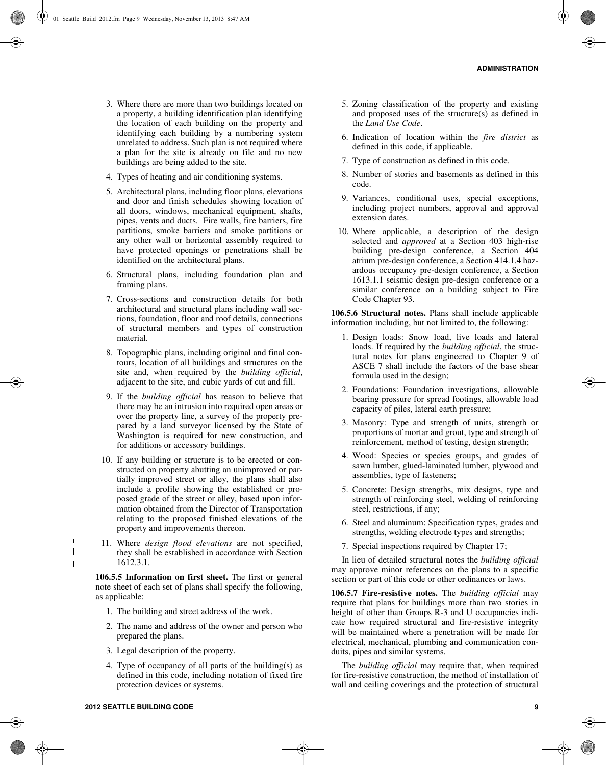3. Where there are more than two buildings located on a property, a building identification plan identifying the location of each building on the property and identifying each building by a numbering system unrelated to address. Such plan is not required where a plan for the site is already on file and no new buildings are being added to the site.
4. Types of heating and air conditioning systems.
5. Architectural plans, including floor plans, elevations and door and finish schedules showing location of all doors, windows, mechanical equipment, shafts, pipes, vents and ducts. Fire walls, fire barriers, fire partitions, smoke barriers and smoke partitions or any other wall or horizontal assembly required to have protected openings or penetrations shall be identified on the architectural plans.
6. Structural plans, including foundation plan and framing plans.
7. Cross-sections and construction details for both architectural and structural plans including wall sections, foundation, floor and roof details, connections of structural members and types of construction material.
8. Topographic plans, including original and final contours, location of all buildings and structures on the site and, when required by the *building official*, adjacent to the site, and cubic yards of cut and fill.
9. If the *building official* has reason to believe that there may be an intrusion into required open areas or over the property line, a survey of the property prepared by a land surveyor licensed by the State of Washington is required for new construction, and for additions or accessory buildings.
10. If any building or structure is to be erected or constructed on property abutting an unimproved or partially improved street or alley, the plans shall also include a profile showing the established or proposed grade of the street or alley, based upon information obtained from the Director of Transportation relating to the proposed finished elevations of the property and improvements thereon.
11. Where *design flood elevations* are not specified, they shall be established in accordance with Section 1612.3.1.

**106.5.5 Information on first sheet.** The first or general note sheet of each set of plans shall specify the following, as applicable:

1. The building and street address of the work.
2. The name and address of the owner and person who prepared the plans.
3. Legal description of the property.
4. Type of occupancy of all parts of the building(s) as defined in this code, including notation of fixed fire protection devices or systems.
5. Zoning classification of the property and existing and proposed uses of the structure(s) as defined in the *Land Use Code*.
6. Indication of location within the *fire district* as defined in this code, if applicable.
7. Type of construction as defined in this code.
8. Number of stories and basements as defined in this code.
9. Variances, conditional uses, special exceptions, including project numbers, approval and approval extension dates.
10. Where applicable, a description of the design selected and *approved* at a Section 403 high-rise building pre-design conference, a Section 404 atrium pre-design conference, a Section 414.1.4 hazardous occupancy pre-design conference, a Section 1613.1.1 seismic design pre-design conference or a similar conference on a building subject to Fire Code Chapter 93.

**106.5.6 Structural notes.** Plans shall include applicable information including, but not limited to, the following:

1. Design loads: Snow load, live loads and lateral loads. If required by the *building official*, the structural notes for plans engineered to Chapter 9 of ASCE 7 shall include the factors of the base shear formula used in the design;
2. Foundations: Foundation investigations, allowable bearing pressure for spread footings, allowable load capacity of piles, lateral earth pressure;
3. Masonry: Type and strength of units, strength or proportions of mortar and grout, type and strength of reinforcement, method of testing, design strength;
4. Wood: Species or species groups, and grades of sawn lumber, glued-laminated lumber, plywood and assemblies, type of fasteners;
5. Concrete: Design strengths, mix designs, type and strength of reinforcing steel, welding of reinforcing steel, restrictions, if any;
6. Steel and aluminum: Specification types, grades and strengths, welding electrode types and strengths;
7. Special inspections required by Chapter 17;

In lieu of detailed structural notes the *building official* may approve minor references on the plans to a specific section or part of this code or other ordinances or laws.

**106.5.7 Fire-resistive notes.** The *building official* may require that plans for buildings more than two stories in height of other than Groups R-3 and U occupancies indicate how required structural and fire-resistive integrity will be maintained where a penetration will be made for electrical, mechanical, plumbing and communication conduits, pipes and similar systems.

The *building official* may require that, when required for fire-resistive construction, the method of installation of wall and ceiling coverings and the protection of structural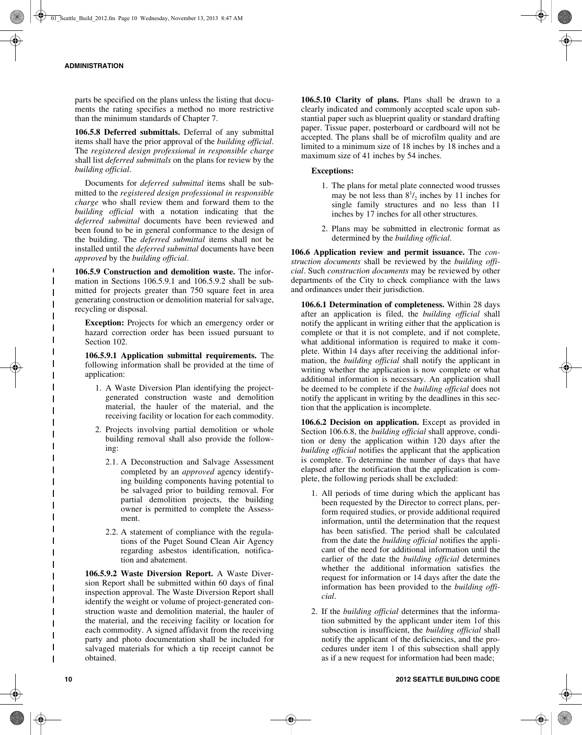parts be specified on the plans unless the listing that documents the rating specifies a method no more restrictive than the minimum standards of Chapter 7.

**106.5.8 Deferred submittals.** Deferral of any submittal items shall have the prior approval of the *building official*. The *registered design professional in responsible charge* shall list *deferred submittals* on the plans for review by the *building official*.

Documents for *deferred submittal* items shall be submitted to the *registered design professional in responsible charge* who shall review them and forward them to the *building official* with a notation indicating that the *deferred submittal* documents have been reviewed and been found to be in general conformance to the design of the building. The *deferred submittal* items shall not be installed until the *deferred submittal* documents have been *approved* by the *building official*.

**106.5.9 Construction and demolition waste.** The information in Sections 106.5.9.1 and 106.5.9.2 shall be submitted for projects greater than 750 square feet in area generating construction or demolition material for salvage, recycling or disposal.

**Exception:** Projects for which an emergency order or hazard correction order has been issued pursuant to Section 102.

**106.5.9.1 Application submittal requirements.** The following information shall be provided at the time of application:

1. A Waste Diversion Plan identifying the project-generated construction waste and demolition material, the hauler of the material, and the receiving facility or location for each commodity.
2. Projects involving partial demolition or whole building removal shall also provide the following:
   - 2.1. A Deconstruction and Salvage Assessment completed by an *approved* agency identifying building components having potential to be salvaged prior to building removal. For partial demolition projects, the building owner is permitted to complete the Assessment.
   - 2.2. A statement of compliance with the regulations of the Puget Sound Clean Air Agency regarding asbestos identification, notification and abatement.

**106.5.9.2 Waste Diversion Report.** A Waste Diversion Report shall be submitted within 60 days of final inspection approval. The Waste Diversion Report shall identify the weight or volume of project-generated construction waste and demolition material, the hauler of the material, and the receiving facility or location for each commodity. A signed affidavit from the receiving party and photo documentation shall be included for salvaged materials for which a tip receipt cannot be obtained.

**106.5.10 Clarity of plans.** Plans shall be drawn to a clearly indicated and commonly accepted scale upon substantial paper such as blueprint quality or standard drafting paper. Tissue paper, posterboard or cardboard will not be accepted. The plans shall be of microfilm quality and are limited to a minimum size of 18 inches by 18 inches and a maximum size of 41 inches by 54 inches.

**Exceptions:**

1. The plans for metal plate connected wood trusses may be not less than $8^1/_2$ inches by 11 inches for single family structures and no less than 11 inches by 17 inches for all other structures.
2. Plans may be submitted in electronic format as determined by the *building official*.

**106.6 Application review and permit issuance.** The *construction documents* shall be reviewed by the *building official*. Such *construction documents* may be reviewed by other departments of the City to check compliance with the laws and ordinances under their jurisdiction.

**106.6.1 Determination of completeness.** Within 28 days after an application is filed, the *building official* shall notify the applicant in writing either that the application is complete or that it is not complete, and if not complete, what additional information is required to make it complete. Within 14 days after receiving the additional information, the *building official* shall notify the applicant in writing whether the application is now complete or what additional information is necessary. An application shall be deemed to be complete if the *building official* does not notify the applicant in writing by the deadlines in this section that the application is incomplete.

**106.6.2 Decision on application.** Except as provided in Section 106.6.8, the *building official* shall approve, condition or deny the application within 120 days after the *building official* notifies the applicant that the application is complete. To determine the number of days that have elapsed after the notification that the application is complete, the following periods shall be excluded:

1. All periods of time during which the applicant has been requested by the Director to correct plans, perform required studies, or provide additional required information, until the determination that the request has been satisfied. The period shall be calculated from the date the *building official* notifies the applicant of the need for additional information until the earlier of the date the *building official* determines whether the additional information satisfies the request for information or 14 days after the date the information has been provided to the *building official*.
2. If the *building official* determines that the information submitted by the applicant under item 1of this subsection is insufficient, the *building official* shall notify the applicant of the deficiencies, and the procedures under item 1 of this subsection shall apply as if a new request for information had been made;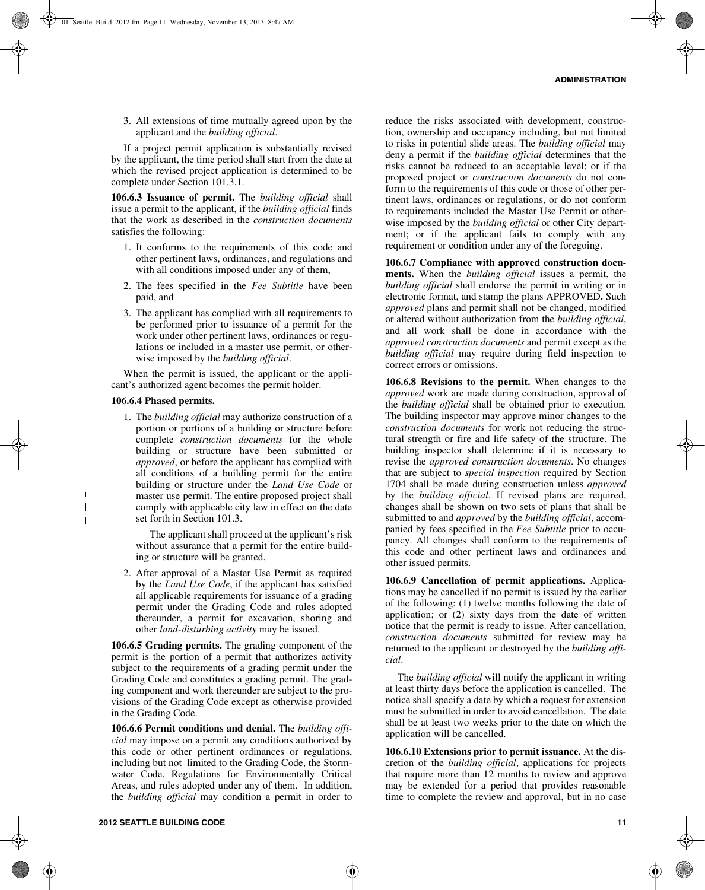3. All extensions of time mutually agreed upon by the applicant and the *building official*.

If a project permit application is substantially revised by the applicant, the time period shall start from the date at which the revised project application is determined to be complete under Section 101.3.1.

**106.6.3 Issuance of permit.** The *building official* shall issue a permit to the applicant, if the *building official* finds that the work as described in the *construction documents* satisfies the following:

1. It conforms to the requirements of this code and other pertinent laws, ordinances, and regulations and with all conditions imposed under any of them,
2. The fees specified in the *Fee Subtitle* have been paid, and
3. The applicant has complied with all requirements to be performed prior to issuance of a permit for the work under other pertinent laws, ordinances or regulations or included in a master use permit, or otherwise imposed by the *building official*.

When the permit is issued, the applicant or the applicant's authorized agent becomes the permit holder.

**106.6.4 Phased permits.**

1. The *building official* may authorize construction of a portion or portions of a building or structure before complete *construction documents* for the whole building or structure have been submitted or *approved*, or before the applicant has complied with all conditions of a building permit for the entire building or structure under the *Land Use Code* or master use permit. The entire proposed project shall comply with applicable city law in effect on the date set forth in Section 101.3.

   The applicant shall proceed at the applicant's risk without assurance that a permit for the entire building or structure will be granted.

2. After approval of a Master Use Permit as required by the *Land Use Code*, if the applicant has satisfied all applicable requirements for issuance of a grading permit under the Grading Code and rules adopted thereunder, a permit for excavation, shoring and other *land-disturbing activity* may be issued.

**106.6.5 Grading permits.** The grading component of the permit is the portion of a permit that authorizes activity subject to the requirements of a grading permit under the Grading Code and constitutes a grading permit. The grading component and work thereunder are subject to the provisions of the Grading Code except as otherwise provided in the Grading Code.

**106.6.6 Permit conditions and denial.** The *building official* may impose on a permit any conditions authorized by this code or other pertinent ordinances or regulations, including but not limited to the Grading Code, the Stormwater Code, Regulations for Environmentally Critical Areas, and rules adopted under any of them. In addition, the *building official* may condition a permit in order to reduce the risks associated with development, construction, ownership and occupancy including, but not limited to risks in potential slide areas. The *building official* may deny a permit if the *building official* determines that the risks cannot be reduced to an acceptable level; or if the proposed project or *construction documents* do not conform to the requirements of this code or those of other pertinent laws, ordinances or regulations, or do not conform to requirements included the Master Use Permit or otherwise imposed by the *building official* or other City department; or if the applicant fails to comply with any requirement or condition under any of the foregoing.

**106.6.7 Compliance with approved construction documents.** When the *building official* issues a permit, the *building official* shall endorse the permit in writing or in electronic format, and stamp the plans APPROVED**.** Such *approved* plans and permit shall not be changed, modified or altered without authorization from the *building official*, and all work shall be done in accordance with the *approved construction documents* and permit except as the *building official* may require during field inspection to correct errors or omissions.

**106.6.8 Revisions to the permit.** When changes to the *approved* work are made during construction, approval of the *building official* shall be obtained prior to execution. The building inspector may approve minor changes to the *construction documents* for work not reducing the structural strength or fire and life safety of the structure. The building inspector shall determine if it is necessary to revise the *approved construction documents*. No changes that are subject to *special inspection* required by Section 1704 shall be made during construction unless *approved* by the *building official*. If revised plans are required, changes shall be shown on two sets of plans that shall be submitted to and *approved* by the *building official*, accompanied by fees specified in the *Fee Subtitle* prior to occupancy. All changes shall conform to the requirements of this code and other pertinent laws and ordinances and other issued permits.

**106.6.9 Cancellation of permit applications.** Applications may be cancelled if no permit is issued by the earlier of the following: (1) twelve months following the date of application; or (2) sixty days from the date of written notice that the permit is ready to issue. After cancellation, *construction documents* submitted for review may be returned to the applicant or destroyed by the *building official*.

The *building official* will notify the applicant in writing at least thirty days before the application is cancelled. The notice shall specify a date by which a request for extension must be submitted in order to avoid cancellation. The date shall be at least two weeks prior to the date on which the application will be cancelled.

**106.6.10 Extensions prior to permit issuance.** At the discretion of the *building official*, applications for projects that require more than 12 months to review and approve may be extended for a period that provides reasonable time to complete the review and approval, but in no case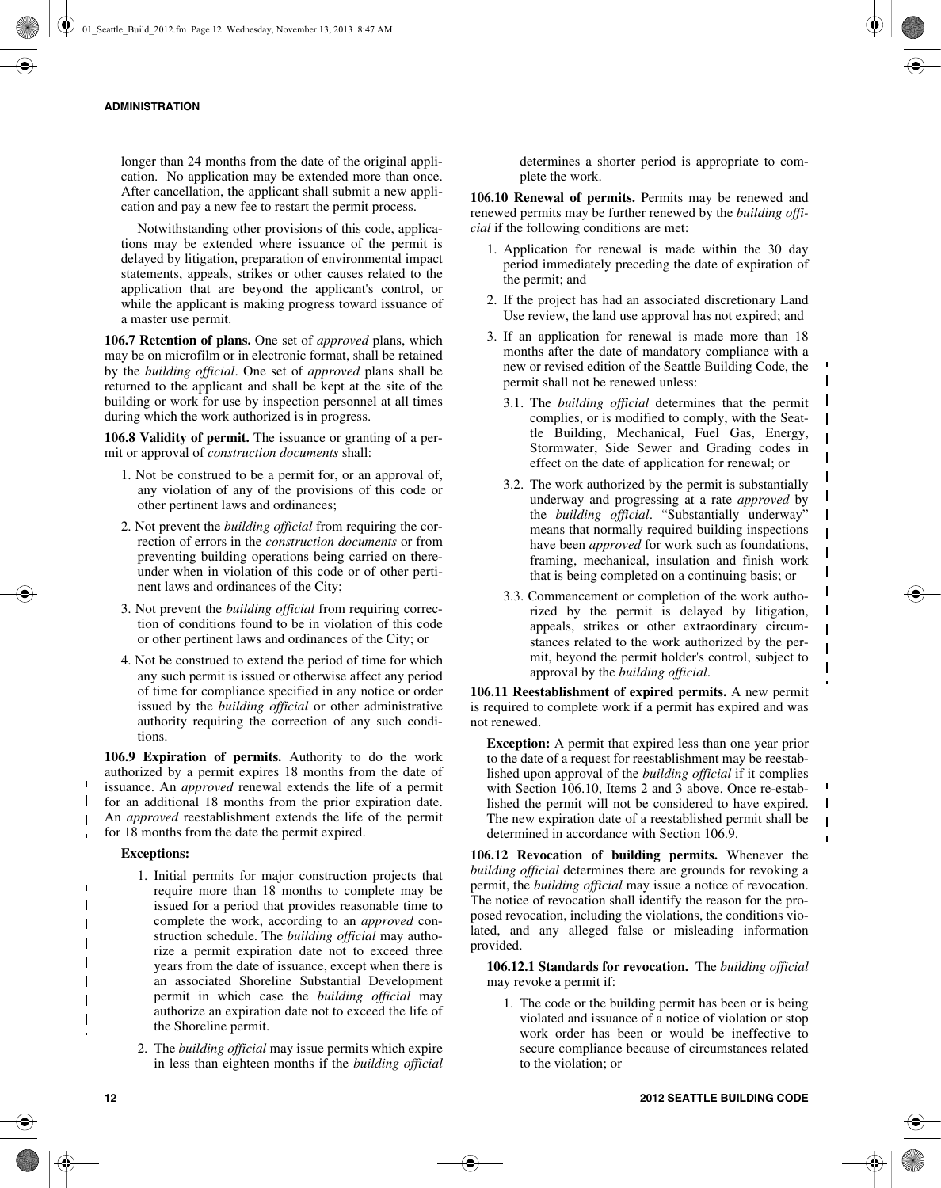longer than 24 months from the date of the original application. No application may be extended more than once. After cancellation, the applicant shall submit a new application and pay a new fee to restart the permit process.

Notwithstanding other provisions of this code, applications may be extended where issuance of the permit is delayed by litigation, preparation of environmental impact statements, appeals, strikes or other causes related to the application that are beyond the applicant's control, or while the applicant is making progress toward issuance of a master use permit.

**106.7 Retention of plans.** One set of *approved* plans, which may be on microfilm or in electronic format, shall be retained by the *building official*. One set of *approved* plans shall be returned to the applicant and shall be kept at the site of the building or work for use by inspection personnel at all times during which the work authorized is in progress.

**106.8 Validity of permit.** The issuance or granting of a permit or approval of *construction documents* shall:

1. Not be construed to be a permit for, or an approval of, any violation of any of the provisions of this code or other pertinent laws and ordinances;
2. Not prevent the *building official* from requiring the correction of errors in the *construction documents* or from preventing building operations being carried on thereunder when in violation of this code or of other pertinent laws and ordinances of the City;
3. Not prevent the *building official* from requiring correction of conditions found to be in violation of this code or other pertinent laws and ordinances of the City; or
4. Not be construed to extend the period of time for which any such permit is issued or otherwise affect any period of time for compliance specified in any notice or order issued by the *building official* or other administrative authority requiring the correction of any such conditions.

**106.9 Expiration of permits.** Authority to do the work authorized by a permit expires 18 months from the date of issuance. An *approved* renewal extends the life of a permit for an additional 18 months from the prior expiration date. An *approved* reestablishment extends the life of the permit for 18 months from the date the permit expired.

**Exceptions:**

1. Initial permits for major construction projects that require more than 18 months to complete may be issued for a period that provides reasonable time to complete the work, according to an *approved* construction schedule. The *building official* may authorize a permit expiration date not to exceed three years from the date of issuance, except when there is an associated Shoreline Substantial Development permit in which case the *building official* may authorize an expiration date not to exceed the life of the Shoreline permit.
2. The *building official* may issue permits which expire in less than eighteen months if the *building official* determines a shorter period is appropriate to complete the work.

**106.10 Renewal of permits.** Permits may be renewed and renewed permits may be further renewed by the *building official* if the following conditions are met:

1. Application for renewal is made within the 30 day period immediately preceding the date of expiration of the permit; and
2. If the project has had an associated discretionary Land Use review, the land use approval has not expired; and
3. If an application for renewal is made more than 18 months after the date of mandatory compliance with a new or revised edition of the Seattle Building Code, the permit shall not be renewed unless:
   - 3.1. The *building official* determines that the permit complies, or is modified to comply, with the Seattle Building, Mechanical, Fuel Gas, Energy, Stormwater, Side Sewer and Grading codes in effect on the date of application for renewal; or
   - 3.2. The work authorized by the permit is substantially underway and progressing at a rate *approved* by the *building official*. "Substantially underway" means that normally required building inspections have been *approved* for work such as foundations, framing, mechanical, insulation and finish work that is being completed on a continuing basis; or
   - 3.3. Commencement or completion of the work authorized by the permit is delayed by litigation, appeals, strikes or other extraordinary circumstances related to the work authorized by the permit, beyond the permit holder's control, subject to approval by the *building official*.

**106.11 Reestablishment of expired permits.** A new permit is required to complete work if a permit has expired and was not renewed.

**Exception:** A permit that expired less than one year prior to the date of a request for reestablishment may be reestablished upon approval of the *building official* if it complies with Section 106.10, Items 2 and 3 above. Once re-established the permit will not be considered to have expired. The new expiration date of a reestablished permit shall be determined in accordance with Section 106.9.

**106.12 Revocation of building permits.** Whenever the *building official* determines there are grounds for revoking a permit, the *building official* may issue a notice of revocation. The notice of revocation shall identify the reason for the proposed revocation, including the violations, the conditions violated, and any alleged false or misleading information provided.

**106.12.1 Standards for revocation.** The *building official* may revoke a permit if:

1. The code or the building permit has been or is being violated and issuance of a notice of violation or stop work order has been or would be ineffective to secure compliance because of circumstances related to the violation; or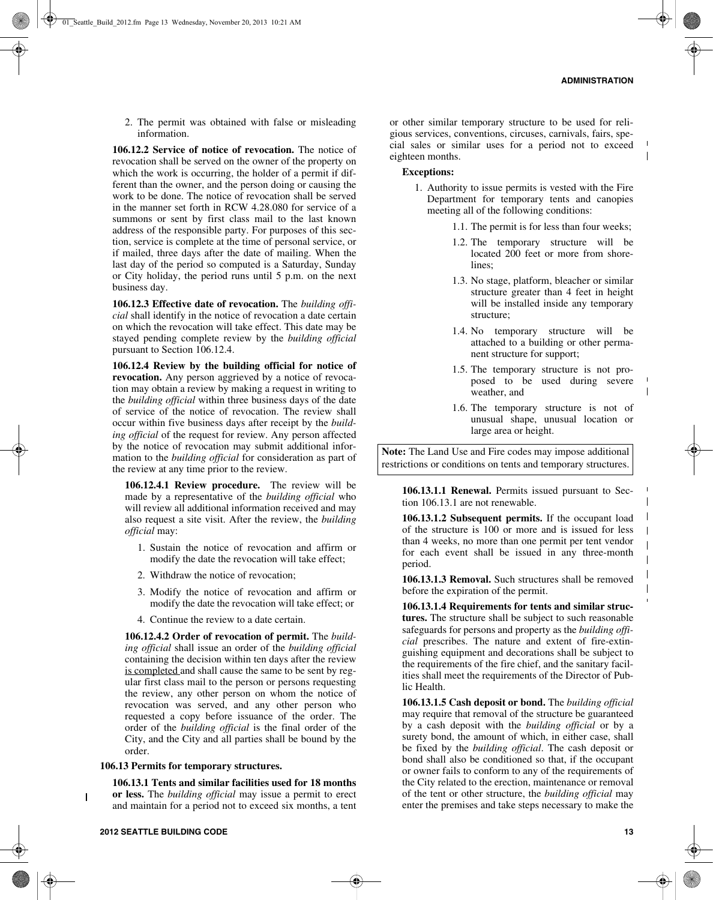2. The permit was obtained with false or misleading information.

**106.12.2 Service of notice of revocation.** The notice of revocation shall be served on the owner of the property on which the work is occurring, the holder of a permit if different than the owner, and the person doing or causing the work to be done. The notice of revocation shall be served in the manner set forth in RCW 4.28.080 for service of a summons or sent by first class mail to the last known address of the responsible party. For purposes of this section, service is complete at the time of personal service, or if mailed, three days after the date of mailing. When the last day of the period so computed is a Saturday, Sunday or City holiday, the period runs until 5 p.m. on the next business day.

**106.12.3 Effective date of revocation.** The *building official* shall identify in the notice of revocation a date certain on which the revocation will take effect. This date may be stayed pending complete review by the *building official* pursuant to Section 106.12.4.

**106.12.4 Review by the building official for notice of revocation.** Any person aggrieved by a notice of revocation may obtain a review by making a request in writing to the *building official* within three business days of the date of service of the notice of revocation. The review shall occur within five business days after receipt by the *building official* of the request for review. Any person affected by the notice of revocation may submit additional information to the *building official* for consideration as part of the review at any time prior to the review.

**106.12.4.1 Review procedure.** The review will be made by a representative of the *building official* who will review all additional information received and may also request a site visit. After the review, the *building official* may:

1. Sustain the notice of revocation and affirm or modify the date the revocation will take effect;
2. Withdraw the notice of revocation;
3. Modify the notice of revocation and affirm or modify the date the revocation will take effect; or
4. Continue the review to a date certain.

**106.12.4.2 Order of revocation of permit.** The *building official* shall issue an order of the *building official* containing the decision within ten days after the review is completed and shall cause the same to be sent by regular first class mail to the person or persons requesting the review, any other person on whom the notice of revocation was served, and any other person who requested a copy before issuance of the order. The order of the *building official* is the final order of the City, and the City and all parties shall be bound by the order.

**106.13 Permits for temporary structures.**

**106.13.1 Tents and similar facilities used for 18 months or less.** The *building official* may issue a permit to erect and maintain for a period not to exceed six months, a tent or other similar temporary structure to be used for religious services, conventions, circuses, carnivals, fairs, special sales or similar uses for a period not to exceed eighteen months.

**Exceptions:**

1. Authority to issue permits is vested with the Fire Department for temporary tents and canopies meeting all of the following conditions:
   - 1.1. The permit is for less than four weeks;
   - 1.2. The temporary structure will be located 200 feet or more from shorelines;
   - 1.3. No stage, platform, bleacher or similar structure greater than 4 feet in height will be installed inside any temporary structure;
   - 1.4. No temporary structure will be attached to a building or other permanent structure for support;
   - 1.5. The temporary structure is not proposed to be used during severe weather, and
   - 1.6. The temporary structure is not of unusual shape, unusual location or large area or height.

**Note:** The Land Use and Fire codes may impose additional restrictions or conditions on tents and temporary structures.

**106.13.1.1 Renewal.** Permits issued pursuant to Section 106.13.1 are not renewable.

**106.13.1.2 Subsequent permits.** If the occupant load of the structure is 100 or more and is issued for less than 4 weeks, no more than one permit per tent vendor for each event shall be issued in any three-month period.

**106.13.1.3 Removal.** Such structures shall be removed before the expiration of the permit.

**106.13.1.4 Requirements for tents and similar structures.** The structure shall be subject to such reasonable safeguards for persons and property as the *building official* prescribes. The nature and extent of fire-extinguishing equipment and decorations shall be subject to the requirements of the fire chief, and the sanitary facilities shall meet the requirements of the Director of Public Health.

**106.13.1.5 Cash deposit or bond.** The *building official* may require that removal of the structure be guaranteed by a cash deposit with the *building official* or by a surety bond, the amount of which, in either case, shall be fixed by the *building official*. The cash deposit or bond shall also be conditioned so that, if the occupant or owner fails to conform to any of the requirements of the City related to the erection, maintenance or removal of the tent or other structure, the *building official* may enter the premises and take steps necessary to make the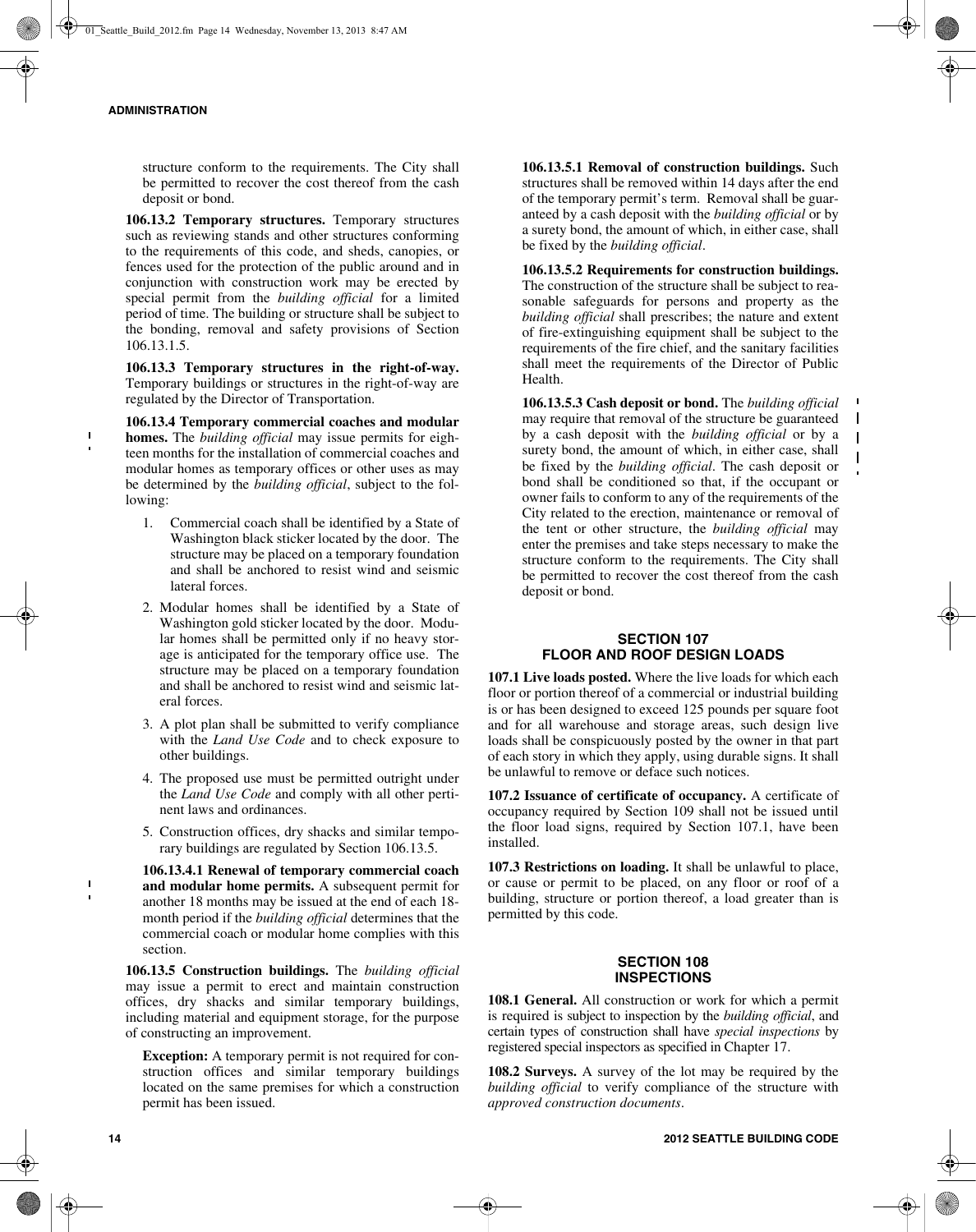structure conform to the requirements. The City shall be permitted to recover the cost thereof from the cash deposit or bond.

**106.13.2 Temporary structures.** Temporary structures such as reviewing stands and other structures conforming to the requirements of this code, and sheds, canopies, or fences used for the protection of the public around and in conjunction with construction work may be erected by special permit from the *building official* for a limited period of time. The building or structure shall be subject to the bonding, removal and safety provisions of Section 106.13.1.5.

**106.13.3 Temporary structures in the right-of-way.** Temporary buildings or structures in the right-of-way are regulated by the Director of Transportation.

**106.13.4 Temporary commercial coaches and modular homes.** The *building official* may issue permits for eighteen months for the installation of commercial coaches and modular homes as temporary offices or other uses as may be determined by the *building official*, subject to the following:

1. Commercial coach shall be identified by a State of Washington black sticker located by the door. The structure may be placed on a temporary foundation and shall be anchored to resist wind and seismic lateral forces.
2. Modular homes shall be identified by a State of Washington gold sticker located by the door. Modular homes shall be permitted only if no heavy storage is anticipated for the temporary office use. The structure may be placed on a temporary foundation and shall be anchored to resist wind and seismic lateral forces.
3. A plot plan shall be submitted to verify compliance with the *Land Use Code* and to check exposure to other buildings.
4. The proposed use must be permitted outright under the *Land Use Code* and comply with all other pertinent laws and ordinances.
5. Construction offices, dry shacks and similar temporary buildings are regulated by Section 106.13.5.

**106.13.4.1 Renewal of temporary commercial coach and modular home permits.** A subsequent permit for another 18 months may be issued at the end of each 18-month period if the *building official* determines that the commercial coach or modular home complies with this section.

**106.13.5 Construction buildings.** The *building official* may issue a permit to erect and maintain construction offices, dry shacks and similar temporary buildings, including material and equipment storage, for the purpose of constructing an improvement.

**Exception:** A temporary permit is not required for construction offices and similar temporary buildings located on the same premises for which a construction permit has been issued.

**106.13.5.1 Removal of construction buildings.** Such structures shall be removed within 14 days after the end of the temporary permit's term. Removal shall be guaranteed by a cash deposit with the *building official* or by a surety bond, the amount of which, in either case, shall be fixed by the *building official*.

**106.13.5.2 Requirements for construction buildings.** The construction of the structure shall be subject to reasonable safeguards for persons and property as the *building official* shall prescribes; the nature and extent of fire-extinguishing equipment shall be subject to the requirements of the fire chief, and the sanitary facilities shall meet the requirements of the Director of Public Health.

**106.13.5.3 Cash deposit or bond.** The *building official* may require that removal of the structure be guaranteed by a cash deposit with the *building official* or by a surety bond, the amount of which, in either case, shall be fixed by the *building official*. The cash deposit or bond shall be conditioned so that, if the occupant or owner fails to conform to any of the requirements of the City related to the erection, maintenance or removal of the tent or other structure, the *building official* may enter the premises and take steps necessary to make the structure conform to the requirements. The City shall be permitted to recover the cost thereof from the cash deposit or bond.

## SECTION 107
## FLOOR AND ROOF DESIGN LOADS

**107.1 Live loads posted.** Where the live loads for which each floor or portion thereof of a commercial or industrial building is or has been designed to exceed 125 pounds per square foot and for all warehouse and storage areas, such design live loads shall be conspicuously posted by the owner in that part of each story in which they apply, using durable signs. It shall be unlawful to remove or deface such notices.

**107.2 Issuance of certificate of occupancy.** A certificate of occupancy required by Section 109 shall not be issued until the floor load signs, required by Section 107.1, have been installed.

**107.3 Restrictions on loading.** It shall be unlawful to place, or cause or permit to be placed, on any floor or roof of a building, structure or portion thereof, a load greater than is permitted by this code.

## SECTION 108
## INSPECTIONS

**108.1 General.** All construction or work for which a permit is required is subject to inspection by the *building official*, and certain types of construction shall have *special inspections* by registered special inspectors as specified in Chapter 17.

**108.2 Surveys.** A survey of the lot may be required by the *building official* to verify compliance of the structure with *approved construction documents*.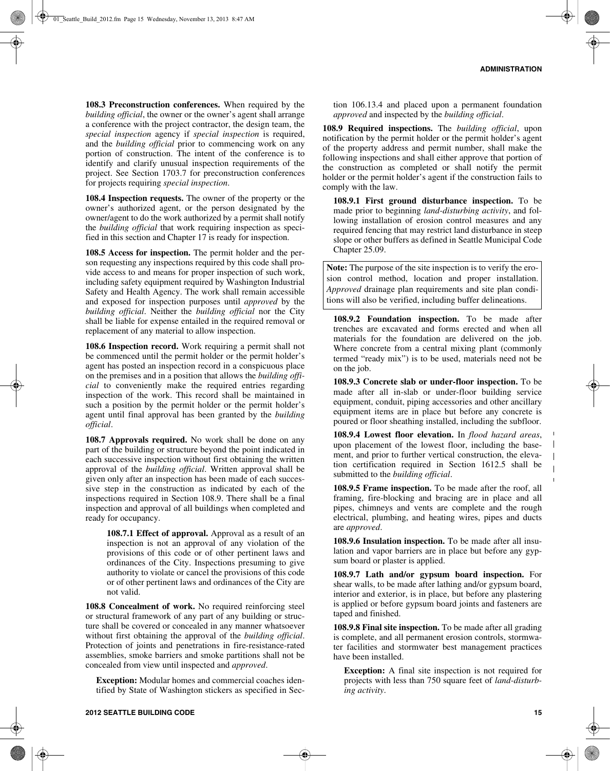**108.3 Preconstruction conferences.** When required by the *building official*, the owner or the owner's agent shall arrange a conference with the project contractor, the design team, the *special inspection* agency if *special inspection* is required, and the *building official* prior to commencing work on any portion of construction. The intent of the conference is to identify and clarify unusual inspection requirements of the project. See Section 1703.7 for preconstruction conferences for projects requiring *special inspection*.

**108.4 Inspection requests.** The owner of the property or the owner's authorized agent, or the person designated by the owner/agent to do the work authorized by a permit shall notify the *building official* that work requiring inspection as specified in this section and Chapter 17 is ready for inspection.

**108.5 Access for inspection.** The permit holder and the person requesting any inspections required by this code shall provide access to and means for proper inspection of such work, including safety equipment required by Washington Industrial Safety and Health Agency. The work shall remain accessible and exposed for inspection purposes until *approved* by the *building official*. Neither the *building official* nor the City shall be liable for expense entailed in the required removal or replacement of any material to allow inspection.

**108.6 Inspection record.** Work requiring a permit shall not be commenced until the permit holder or the permit holder's agent has posted an inspection record in a conspicuous place on the premises and in a position that allows the *building official* to conveniently make the required entries regarding inspection of the work. This record shall be maintained in such a position by the permit holder or the permit holder's agent until final approval has been granted by the *building official*.

**108.7 Approvals required.** No work shall be done on any part of the building or structure beyond the point indicated in each successive inspection without first obtaining the written approval of the *building official*. Written approval shall be given only after an inspection has been made of each successive step in the construction as indicated by each of the inspections required in Section 108.9. There shall be a final inspection and approval of all buildings when completed and ready for occupancy.

**108.7.1 Effect of approval.** Approval as a result of an inspection is not an approval of any violation of the provisions of this code or of other pertinent laws and ordinances of the City. Inspections presuming to give authority to violate or cancel the provisions of this code or of other pertinent laws and ordinances of the City are not valid.

**108.8 Concealment of work.** No required reinforcing steel or structural framework of any part of any building or structure shall be covered or concealed in any manner whatsoever without first obtaining the approval of the *building official*. Protection of joints and penetrations in fire-resistance-rated assemblies, smoke barriers and smoke partitions shall not be concealed from view until inspected and *approved*.

**Exception:** Modular homes and commercial coaches identified by State of Washington stickers as specified in Section 106.13.4 and placed upon a permanent foundation *approved* and inspected by the *building official*.

**108.9 Required inspections.** The *building official*, upon notification by the permit holder or the permit holder's agent of the property address and permit number, shall make the following inspections and shall either approve that portion of the construction as completed or shall notify the permit holder or the permit holder's agent if the construction fails to comply with the law.

**108.9.1 First ground disturbance inspection.** To be made prior to beginning *land-disturbing activity*, and following installation of erosion control measures and any required fencing that may restrict land disturbance in steep slope or other buffers as defined in Seattle Municipal Code Chapter 25.09.

**Note:** The purpose of the site inspection is to verify the erosion control method, location and proper installation. *Approved* drainage plan requirements and site plan conditions will also be verified, including buffer delineations.

**108.9.2 Foundation inspection.** To be made after trenches are excavated and forms erected and when all materials for the foundation are delivered on the job. Where concrete from a central mixing plant (commonly termed "ready mix") is to be used, materials need not be on the job.

**108.9.3 Concrete slab or under-floor inspection.** To be made after all in-slab or under-floor building service equipment, conduit, piping accessories and other ancillary equipment items are in place but before any concrete is poured or floor sheathing installed, including the subfloor.

**108.9.4 Lowest floor elevation.** In *flood hazard areas*, upon placement of the lowest floor, including the basement, and prior to further vertical construction, the elevation certification required in Section 1612.5 shall be submitted to the *building official*.

**108.9.5 Frame inspection.** To be made after the roof, all framing, fire-blocking and bracing are in place and all pipes, chimneys and vents are complete and the rough electrical, plumbing, and heating wires, pipes and ducts are *approved*.

**108.9.6 Insulation inspection.** To be made after all insulation and vapor barriers are in place but before any gypsum board or plaster is applied.

**108.9.7 Lath and/or gypsum board inspection.** For shear walls, to be made after lathing and/or gypsum board, interior and exterior, is in place, but before any plastering is applied or before gypsum board joints and fasteners are taped and finished.

**108.9.8 Final site inspection.** To be made after all grading is complete, and all permanent erosion controls, stormwater facilities and stormwater best management practices have been installed.

**Exception:** A final site inspection is not required for projects with less than 750 square feet of *land-disturbing activity*.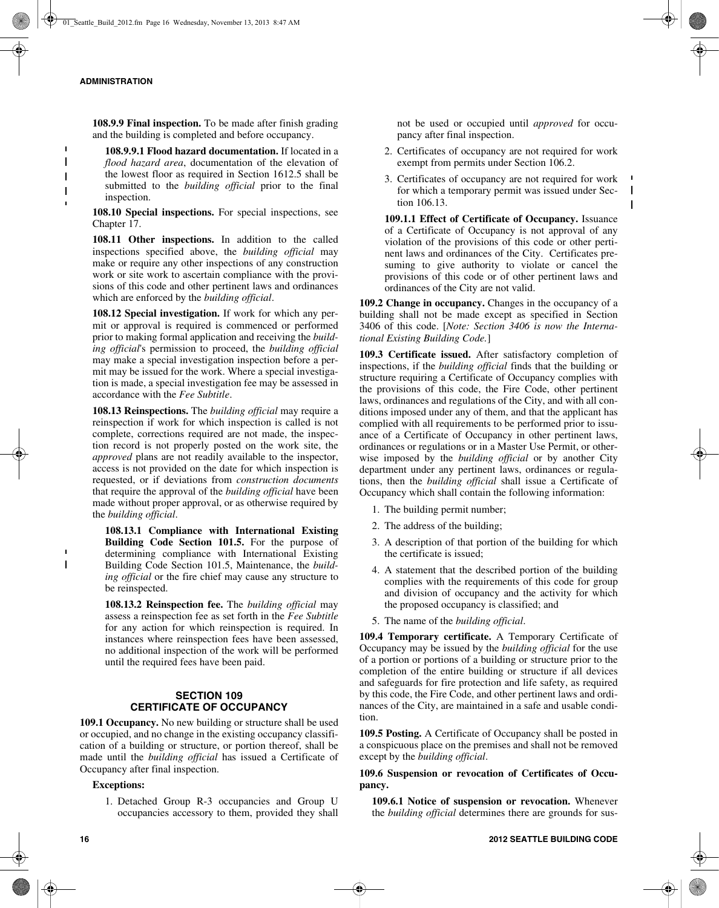**108.9.9 Final inspection.** To be made after finish grading and the building is completed and before occupancy.

**108.9.9.1 Flood hazard documentation.** If located in a *flood hazard area*, documentation of the elevation of the lowest floor as required in Section 1612.5 shall be submitted to the *building official* prior to the final inspection.

**108.10 Special inspections.** For special inspections, see Chapter 17.

**108.11 Other inspections.** In addition to the called inspections specified above, the *building official* may make or require any other inspections of any construction work or site work to ascertain compliance with the provisions of this code and other pertinent laws and ordinances which are enforced by the *building official*.

**108.12 Special investigation.** If work for which any permit or approval is required is commenced or performed prior to making formal application and receiving the *building official*'s permission to proceed, the *building official* may make a special investigation inspection before a permit may be issued for the work. Where a special investigation is made, a special investigation fee may be assessed in accordance with the *Fee Subtitle*.

**108.13 Reinspections.** The *building official* may require a reinspection if work for which inspection is called is not complete, corrections required are not made, the inspection record is not properly posted on the work site, the *approved* plans are not readily available to the inspector, access is not provided on the date for which inspection is requested, or if deviations from *construction documents* that require the approval of the *building official* have been made without proper approval, or as otherwise required by the *building official*.

**108.13.1 Compliance with International Existing Building Code Section 101.5.** For the purpose of determining compliance with International Existing Building Code Section 101.5, Maintenance, the *building official* or the fire chief may cause any structure to be reinspected.

**108.13.2 Reinspection fee.** The *building official* may assess a reinspection fee as set forth in the *Fee Subtitle* for any action for which reinspection is required. In instances where reinspection fees have been assessed, no additional inspection of the work will be performed until the required fees have been paid.

## SECTION 109
## CERTIFICATE OF OCCUPANCY

**109.1 Occupancy.** No new building or structure shall be used or occupied, and no change in the existing occupancy classification of a building or structure, or portion thereof, shall be made until the *building official* has issued a Certificate of Occupancy after final inspection.

**Exceptions:**

1. Detached Group R-3 occupancies and Group U occupancies accessory to them, provided they shall not be used or occupied until *approved* for occupancy after final inspection.
2. Certificates of occupancy are not required for work exempt from permits under Section 106.2.
3. Certificates of occupancy are not required for work for which a temporary permit was issued under Section 106.13.

**109.1.1 Effect of Certificate of Occupancy.** Issuance of a Certificate of Occupancy is not approval of any violation of the provisions of this code or other pertinent laws and ordinances of the City. Certificates presuming to give authority to violate or cancel the provisions of this code or of other pertinent laws and ordinances of the City are not valid.

**109.2 Change in occupancy.** Changes in the occupancy of a building shall not be made except as specified in Section 3406 of this code. [*Note: Section 3406 is now the International Existing Building Code.*]

**109.3 Certificate issued.** After satisfactory completion of inspections, if the *building official* finds that the building or structure requiring a Certificate of Occupancy complies with the provisions of this code, the Fire Code, other pertinent laws, ordinances and regulations of the City, and with all conditions imposed under any of them, and that the applicant has complied with all requirements to be performed prior to issuance of a Certificate of Occupancy in other pertinent laws, ordinances or regulations or in a Master Use Permit, or otherwise imposed by the *building official* or by another City department under any pertinent laws, ordinances or regulations, then the *building official* shall issue a Certificate of Occupancy which shall contain the following information:

1. The building permit number;
2. The address of the building;
3. A description of that portion of the building for which the certificate is issued;
4. A statement that the described portion of the building complies with the requirements of this code for group and division of occupancy and the activity for which the proposed occupancy is classified; and
5. The name of the *building official*.

**109.4 Temporary certificate.** A Temporary Certificate of Occupancy may be issued by the *building official* for the use of a portion or portions of a building or structure prior to the completion of the entire building or structure if all devices and safeguards for fire protection and life safety, as required by this code, the Fire Code, and other pertinent laws and ordinances of the City, are maintained in a safe and usable condition.

**109.5 Posting.** A Certificate of Occupancy shall be posted in a conspicuous place on the premises and shall not be removed except by the *building official*.

**109.6 Suspension or revocation of Certificates of Occupancy.**

**109.6.1 Notice of suspension or revocation.** Whenever the *building official* determines there are grounds for sus-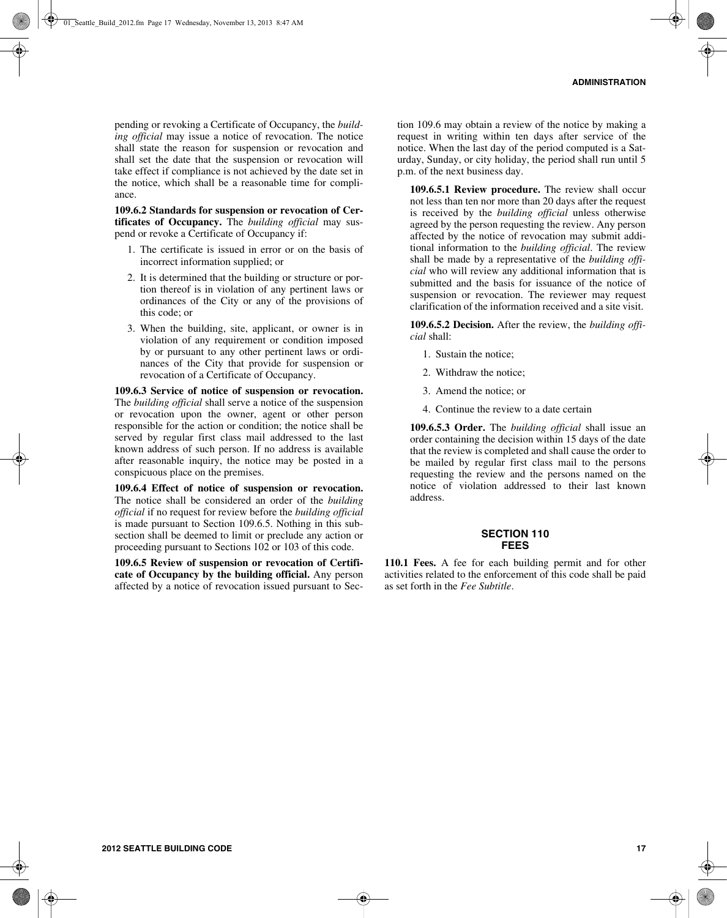pending or revoking a Certificate of Occupancy, the *building official* may issue a notice of revocation. The notice shall state the reason for suspension or revocation and shall set the date that the suspension or revocation will take effect if compliance is not achieved by the date set in the notice, which shall be a reasonable time for compliance.

**109.6.2 Standards for suspension or revocation of Certificates of Occupancy.** The *building official* may suspend or revoke a Certificate of Occupancy if:

1. The certificate is issued in error or on the basis of incorrect information supplied; or
2. It is determined that the building or structure or portion thereof is in violation of any pertinent laws or ordinances of the City or any of the provisions of this code; or
3. When the building, site, applicant, or owner is in violation of any requirement or condition imposed by or pursuant to any other pertinent laws or ordinances of the City that provide for suspension or revocation of a Certificate of Occupancy.

**109.6.3 Service of notice of suspension or revocation.** The *building official* shall serve a notice of the suspension or revocation upon the owner, agent or other person responsible for the action or condition; the notice shall be served by regular first class mail addressed to the last known address of such person. If no address is available after reasonable inquiry, the notice may be posted in a conspicuous place on the premises.

**109.6.4 Effect of notice of suspension or revocation.** The notice shall be considered an order of the *building official* if no request for review before the *building official* is made pursuant to Section 109.6.5. Nothing in this subsection shall be deemed to limit or preclude any action or proceeding pursuant to Sections 102 or 103 of this code.

**109.6.5 Review of suspension or revocation of Certificate of Occupancy by the building official.** Any person affected by a notice of revocation issued pursuant to Section 109.6 may obtain a review of the notice by making a request in writing within ten days after service of the notice. When the last day of the period computed is a Saturday, Sunday, or city holiday, the period shall run until 5 p.m. of the next business day.

**109.6.5.1 Review procedure.** The review shall occur not less than ten nor more than 20 days after the request is received by the *building official* unless otherwise agreed by the person requesting the review. Any person affected by the notice of revocation may submit additional information to the *building official*. The review shall be made by a representative of the *building official* who will review any additional information that is submitted and the basis for issuance of the notice of suspension or revocation. The reviewer may request clarification of the information received and a site visit.

**109.6.5.2 Decision.** After the review, the *building official* shall:

1. Sustain the notice;
2. Withdraw the notice;
3. Amend the notice; or
4. Continue the review to a date certain

**109.6.5.3 Order.** The *building official* shall issue an order containing the decision within 15 days of the date that the review is completed and shall cause the order to be mailed by regular first class mail to the persons requesting the review and the persons named on the notice of violation addressed to their last known address.

## SECTION 110 FEES

**110.1 Fees.** A fee for each building permit and for other activities related to the enforcement of this code shall be paid as set forth in the *Fee Subtitle*.